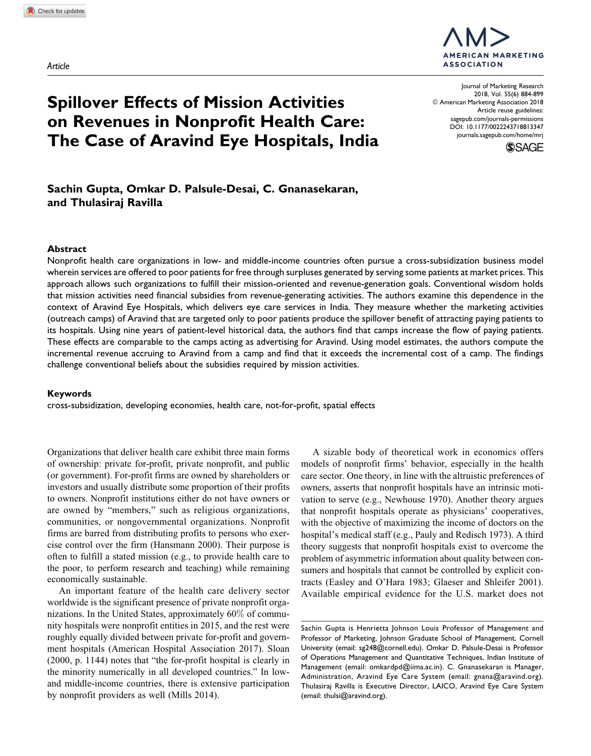*Article*

# Spillover Effects of Mission Activities on Revenues in Nonprofit Health Care: The Case of Aravind Eye Hospitals, India

**Sachin Gupta, Omkar D. Palsule-Desai, C. Gnanasekaran, and Thulasiraj Ravilla**

## Abstract

Nonprofit health care organizations in low- and middle-income countries often pursue a cross-subsidization business model wherein services are offered to poor patients for free through surpluses generated by serving some patients at market prices. This approach allows such organizations to fulfill their mission-oriented and revenue-generation goals. Conventional wisdom holds that mission activities need financial subsidies from revenue-generating activities. The authors examine this dependence in the context of Aravind Eye Hospitals, which delivers eye care services in India. They measure whether the marketing activities (outreach camps) of Aravind that are targeted only to poor patients produce the spillover benefit of attracting paying patients to its hospitals. Using nine years of patient-level historical data, the authors find that camps increase the flow of paying patients. These effects are comparable to the camps acting as advertising for Aravind. Using model estimates, the authors compute the incremental revenue accruing to Aravind from a camp and find that it exceeds the incremental cost of a camp. The findings challenge conventional beliefs about the subsidies required by mission activities.

## Keywords

cross-subsidization, developing economies, health care, not-for-profit, spatial effects

Organizations that deliver health care exhibit three main forms of ownership: private for-profit, private nonprofit, and public (or government). For-profit firms are owned by shareholders or investors and usually distribute some proportion of their profits to owners. Nonprofit institutions either do not have owners or are owned by "members," such as religious organizations, communities, or nongovernmental organizations. Nonprofit firms are barred from distributing profits to persons who exercise control over the firm (Hansmann 2000). Their purpose is often to fulfill a stated mission (e.g., to provide health care to the poor, to perform research and teaching) while remaining economically sustainable.

An important feature of the health care delivery sector worldwide is the significant presence of private nonprofit organizations. In the United States, approximately 60% of community hospitals were nonprofit entities in 2015, and the rest were roughly equally divided between private for-profit and government hospitals (American Hospital Association 2017). Sloan (2000, p. 1144) notes that "the for-profit hospital is clearly in the minority numerically in all developed countries." In low- and middle-income countries, there is extensive participation by nonprofit providers as well (Mills 2014).

A sizable body of theoretical work in economics offers models of nonprofit firms' behavior, especially in the health care sector. One theory, in line with the altruistic preferences of owners, asserts that nonprofit hospitals have an intrinsic motivation to serve (e.g., Newhouse 1970). Another theory argues that nonprofit hospitals operate as physicians' cooperatives, with the objective of maximizing the income of doctors on the hospital's medical staff (e.g., Pauly and Redisch 1973). A third theory suggests that nonprofit hospitals exist to overcome the problem of asymmetric information about quality between consumers and hospitals that cannot be controlled by explicit contracts (Easley and O'Hara 1983; Glaeser and Shleifer 2001). Available empirical evidence for the U.S. market does not

Sachin Gupta is Henrietta Johnson Louis Professor of Management and Professor of Marketing, Johnson Graduate School of Management, Cornell University (email: sg248@cornell.edu). Omkar D. Palsule-Desai is Professor of Operations Management and Quantitative Techniques, Indian Institute of Management (email: omkardpd@iima.ac.in). C. Gnanasekaran is Manager, Administration, Aravind Eye Care System (email: gnana@aravind.org). Thulasiraj Ravilla is Executive Director, LAICO, Aravind Eye Care System (email: thulsi@aravind.org).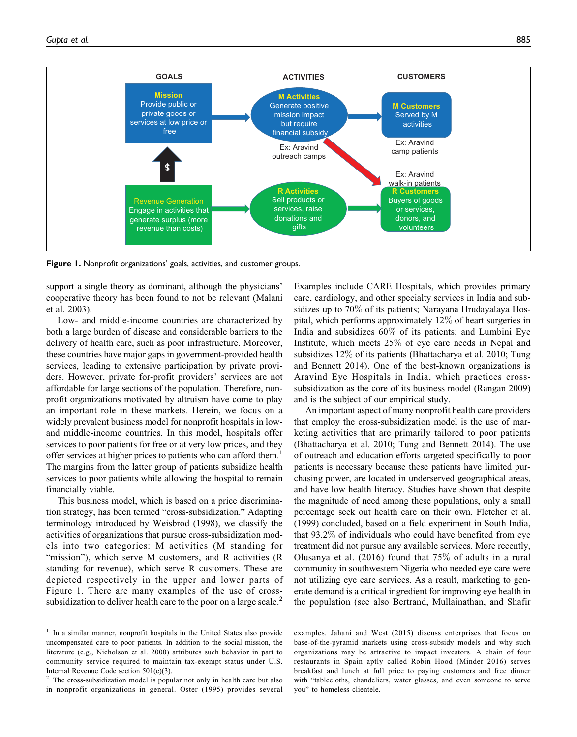| GOALS | ACTIVITIES | CUSTOMERS |
|---|---|---|
| **Mission** Provide public or private goods or services at low price or free | **M Activities** Generate positive mission impact but require financial subsidy (Ex: Aravind outreach camps) | **M Customers** Served by M activities (Ex: Aravind camp patients) |
| **Revenue Generation** Engage in activities that generate surplus (more revenue than costs) | **R Activities** Sell products or services, raise donations and gifts | **R Customers** Buyers of goods or services, donors, and volunteers (Ex: Aravind walk-in patients) |

**Figure 1.** Nonprofit organizations' goals, activities, and customer groups.

support a single theory as dominant, although the physicians' cooperative theory has been found to not be relevant (Malani et al. 2003).

Low- and middle-income countries are characterized by both a large burden of disease and considerable barriers to the delivery of health care, such as poor infrastructure. Moreover, these countries have major gaps in government-provided health services, leading to extensive participation by private providers. However, private for-profit providers' services are not affordable for large sections of the population. Therefore, nonprofit organizations motivated by altruism have come to play an important role in these markets. Herein, we focus on a widely prevalent business model for nonprofit hospitals in low- and middle-income countries. In this model, hospitals offer services to poor patients for free or at very low prices, and they offer services at higher prices to patients who can afford them.[1] The margins from the latter group of patients subsidize health services to poor patients while allowing the hospital to remain financially viable.

This business model, which is based on a price discrimination strategy, has been termed "cross-subsidization." Adapting terminology introduced by Weisbrod (1998), we classify the activities of organizations that pursue cross-subsidization models into two categories: M activities (M standing for "mission"), which serve M customers, and R activities (R standing for revenue), which serve R customers. These are depicted respectively in the upper and lower parts of Figure 1. There are many examples of the use of cross-subsidization to deliver health care to the poor on a large scale.[2] Examples include CARE Hospitals, which provides primary care, cardiology, and other specialty services in India and subsidizes up to 70% of its patients; Narayana Hrudayalaya Hospital, which performs approximately 12% of heart surgeries in India and subsidizes 60% of its patients; and Lumbini Eye Institute, which meets 25% of eye care needs in Nepal and subsidizes 12% of its patients (Bhattacharya et al. 2010; Tung and Bennett 2014). One of the best-known organizations is Aravind Eye Hospitals in India, which practices cross-subsidization as the core of its business model (Rangan 2009) and is the subject of our empirical study.

An important aspect of many nonprofit health care providers that employ the cross-subsidization model is the use of marketing activities that are primarily tailored to poor patients (Bhattacharya et al. 2010; Tung and Bennett 2014). The use of outreach and education efforts targeted specifically to poor patients is necessary because these patients have limited purchasing power, are located in underserved geographical areas, and have low health literacy. Studies have shown that despite the magnitude of need among these populations, only a small percentage seek out health care on their own. Fletcher et al. (1999) concluded, based on a field experiment in South India, that 93.2% of individuals who could have benefited from eye treatment did not pursue any available services. More recently, Olusanya et al. (2016) found that 75% of adults in a rural community in southwestern Nigeria who needed eye care were not utilizing eye care services. As a result, marketing to generate demand is a critical ingredient for improving eye health in the population (see also Bertrand, Mullainathan, and Shafir

[1] In a similar manner, nonprofit hospitals in the United States also provide uncompensated care to poor patients. In addition to the social mission, the literature (e.g., Nicholson et al. 2000) attributes such behavior in part to community service required to maintain tax-exempt status under U.S. Internal Revenue Code section 501(c)(3).

[2] The cross-subsidization model is popular not only in health care but also in nonprofit organizations in general. Oster (1995) provides several examples. Jahani and West (2015) discuss enterprises that focus on base-of-the-pyramid markets using cross-subsidy models and why such organizations may be attractive to impact investors. A chain of four restaurants in Spain aptly called Robin Hood (Minder 2016) serves breakfast and lunch at full price to paying customers and free dinner with "tablecloths, chandeliers, water glasses, and even someone to serve you" to homeless clientele.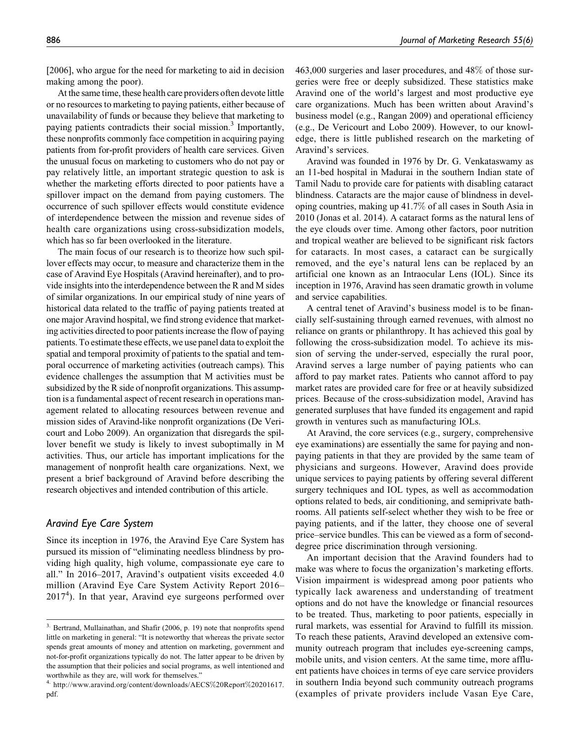[2006], who argue for the need for marketing to aid in decision making among the poor).

At the same time, these health care providers often devote little or no resources to marketing to paying patients, either because of unavailability of funds or because they believe that marketing to paying patients contradicts their social mission.[3] Importantly, these nonprofits commonly face competition in acquiring paying patients from for-profit providers of health care services. Given the unusual focus on marketing to customers who do not pay or pay relatively little, an important strategic question to ask is whether the marketing efforts directed to poor patients have a spillover impact on the demand from paying customers. The occurrence of such spillover effects would constitute evidence of interdependence between the mission and revenue sides of health care organizations using cross-subsidization models, which has so far been overlooked in the literature.

The main focus of our research is to theorize how such spillover effects may occur, to measure and characterize them in the case of Aravind Eye Hospitals (Aravind hereinafter), and to provide insights into the interdependence between the R and M sides of similar organizations. In our empirical study of nine years of historical data related to the traffic of paying patients treated at one major Aravind hospital, we find strong evidence that marketing activities directed to poor patients increase the flow of paying patients. To estimate these effects, we use panel data to exploit the spatial and temporal proximity of patients to the spatial and temporal occurrence of marketing activities (outreach camps). This evidence challenges the assumption that M activities must be subsidized by the R side of nonprofit organizations. This assumption is a fundamental aspect of recent research in operations management related to allocating resources between revenue and mission sides of Aravind-like nonprofit organizations (De Vericourt and Lobo 2009). An organization that disregards the spillover benefit we study is likely to invest suboptimally in M activities. Thus, our article has important implications for the management of nonprofit health care organizations. Next, we present a brief background of Aravind before describing the research objectives and intended contribution of this article.

### *Aravind Eye Care System*

Since its inception in 1976, the Aravind Eye Care System has pursued its mission of "eliminating needless blindness by providing high quality, high volume, compassionate eye care to all." In 2016–2017, Aravind's outpatient visits exceeded 4.0 million (Aravind Eye Care System Activity Report 2016–2017[4]). In that year, Aravind eye surgeons performed over 463,000 surgeries and laser procedures, and 48% of those surgeries were free or deeply subsidized. These statistics make Aravind one of the world's largest and most productive eye care organizations. Much has been written about Aravind's business model (e.g., Rangan 2009) and operational efficiency (e.g., De Vericourt and Lobo 2009). However, to our knowledge, there is little published research on the marketing of Aravind's services.

Aravind was founded in 1976 by Dr. G. Venkataswamy as an 11-bed hospital in Madurai in the southern Indian state of Tamil Nadu to provide care for patients with disabling cataract blindness. Cataracts are the major cause of blindness in developing countries, making up 41.7% of all cases in South Asia in 2010 (Jonas et al. 2014). A cataract forms as the natural lens of the eye clouds over time. Among other factors, poor nutrition and tropical weather are believed to be significant risk factors for cataracts. In most cases, a cataract can be surgically removed, and the eye's natural lens can be replaced by an artificial one known as an Intraocular Lens (IOL). Since its inception in 1976, Aravind has seen dramatic growth in volume and service capabilities.

A central tenet of Aravind's business model is to be financially self-sustaining through earned revenues, with almost no reliance on grants or philanthropy. It has achieved this goal by following the cross-subsidization model. To achieve its mission of serving the under-served, especially the rural poor, Aravind serves a large number of paying patients who can afford to pay market rates. Patients who cannot afford to pay market rates are provided care for free or at heavily subsidized prices. Because of the cross-subsidization model, Aravind has generated surpluses that have funded its engagement and rapid growth in ventures such as manufacturing IOLs.

At Aravind, the core services (e.g., surgery, comprehensive eye examinations) are essentially the same for paying and nonpaying patients in that they are provided by the same team of physicians and surgeons. However, Aravind does provide unique services to paying patients by offering several different surgery techniques and IOL types, as well as accommodation options related to beds, air conditioning, and semiprivate bathrooms. All patients self-select whether they wish to be free or paying patients, and if the latter, they choose one of several price–service bundles. This can be viewed as a form of second-degree price discrimination through versioning.

An important decision that the Aravind founders had to make was where to focus the organization's marketing efforts. Vision impairment is widespread among poor patients who typically lack awareness and understanding of treatment options and do not have the knowledge or financial resources to be treated. Thus, marketing to poor patients, especially in rural markets, was essential for Aravind to fulfill its mission. To reach these patients, Aravind developed an extensive community outreach program that includes eye-screening camps, mobile units, and vision centers. At the same time, more affluent patients have choices in terms of eye care service providers in southern India beyond such community outreach programs (examples of private providers include Vasan Eye Care,

---

[3] Bertrand, Mullainathan, and Shafir (2006, p. 19) note that nonprofits spend little on marketing in general: "It is noteworthy that whereas the private sector spends great amounts of money and attention on marketing, government and not-for-profit organizations typically do not. The latter appear to be driven by the assumption that their policies and social programs, as well intentioned and worthwhile as they are, will work for themselves."

[4] http://www.aravind.org/content/downloads/AECS%20Report%20201617.pdf.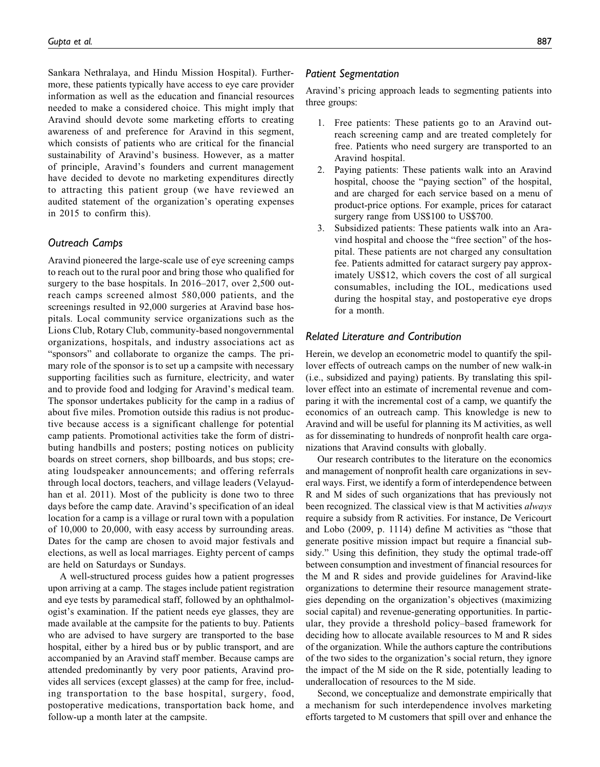Sankara Nethralaya, and Hindu Mission Hospital). Furthermore, these patients typically have access to eye care provider information as well as the education and financial resources needed to make a considered choice. This might imply that Aravind should devote some marketing efforts to creating awareness of and preference for Aravind in this segment, which consists of patients who are critical for the financial sustainability of Aravind's business. However, as a matter of principle, Aravind's founders and current management have decided to devote no marketing expenditures directly to attracting this patient group (we have reviewed an audited statement of the organization's operating expenses in 2015 to confirm this).

### Outreach Camps

Aravind pioneered the large-scale use of eye screening camps to reach out to the rural poor and bring those who qualified for surgery to the base hospitals. In 2016–2017, over 2,500 outreach camps screened almost 580,000 patients, and the screenings resulted in 92,000 surgeries at Aravind base hospitals. Local community service organizations such as the Lions Club, Rotary Club, community-based nongovernmental organizations, hospitals, and industry associations act as "sponsors" and collaborate to organize the camps. The primary role of the sponsor is to set up a campsite with necessary supporting facilities such as furniture, electricity, and water and to provide food and lodging for Aravind's medical team. The sponsor undertakes publicity for the camp in a radius of about five miles. Promotion outside this radius is not productive because access is a significant challenge for potential camp patients. Promotional activities take the form of distributing handbills and posters; posting notices on publicity boards on street corners, shop billboards, and bus stops; creating loudspeaker announcements; and offering referrals through local doctors, teachers, and village leaders (Velayudhan et al. 2011). Most of the publicity is done two to three days before the camp date. Aravind's specification of an ideal location for a camp is a village or rural town with a population of 10,000 to 20,000, with easy access by surrounding areas. Dates for the camp are chosen to avoid major festivals and elections, as well as local marriages. Eighty percent of camps are held on Saturdays or Sundays.

A well-structured process guides how a patient progresses upon arriving at a camp. The stages include patient registration and eye tests by paramedical staff, followed by an ophthalmologist's examination. If the patient needs eye glasses, they are made available at the campsite for the patients to buy. Patients who are advised to have surgery are transported to the base hospital, either by a hired bus or by public transport, and are accompanied by an Aravind staff member. Because camps are attended predominantly by very poor patients, Aravind provides all services (except glasses) at the camp for free, including transportation to the base hospital, surgery, food, postoperative medications, transportation back home, and follow-up a month later at the campsite.

### Patient Segmentation

Aravind's pricing approach leads to segmenting patients into three groups:

1. Free patients: These patients go to an Aravind outreach screening camp and are treated completely for free. Patients who need surgery are transported to an Aravind hospital.
2. Paying patients: These patients walk into an Aravind hospital, choose the "paying section" of the hospital, and are charged for each service based on a menu of product-price options. For example, prices for cataract surgery range from US$100 to US$700.
3. Subsidized patients: These patients walk into an Aravind hospital and choose the "free section" of the hospital. These patients are not charged any consultation fee. Patients admitted for cataract surgery pay approximately US$12, which covers the cost of all surgical consumables, including the IOL, medications used during the hospital stay, and postoperative eye drops for a month.

### Related Literature and Contribution

Herein, we develop an econometric model to quantify the spillover effects of outreach camps on the number of new walk-in (i.e., subsidized and paying) patients. By translating this spillover effect into an estimate of incremental revenue and comparing it with the incremental cost of a camp, we quantify the economics of an outreach camp. This knowledge is new to Aravind and will be useful for planning its M activities, as well as for disseminating to hundreds of nonprofit health care organizations that Aravind consults with globally.

Our research contributes to the literature on the economics and management of nonprofit health care organizations in several ways. First, we identify a form of interdependence between R and M sides of such organizations that has previously not been recognized. The classical view is that M activities *always* require a subsidy from R activities. For instance, De Vericourt and Lobo (2009, p. 1114) define M activities as "those that generate positive mission impact but require a financial subsidy." Using this definition, they study the optimal trade-off between consumption and investment of financial resources for the M and R sides and provide guidelines for Aravind-like organizations to determine their resource management strategies depending on the organization's objectives (maximizing social capital) and revenue-generating opportunities. In particular, they provide a threshold policy–based framework for deciding how to allocate available resources to M and R sides of the organization. While the authors capture the contributions of the two sides to the organization's social return, they ignore the impact of the M side on the R side, potentially leading to underallocation of resources to the M side.

Second, we conceptualize and demonstrate empirically that a mechanism for such interdependence involves marketing efforts targeted to M customers that spill over and enhance the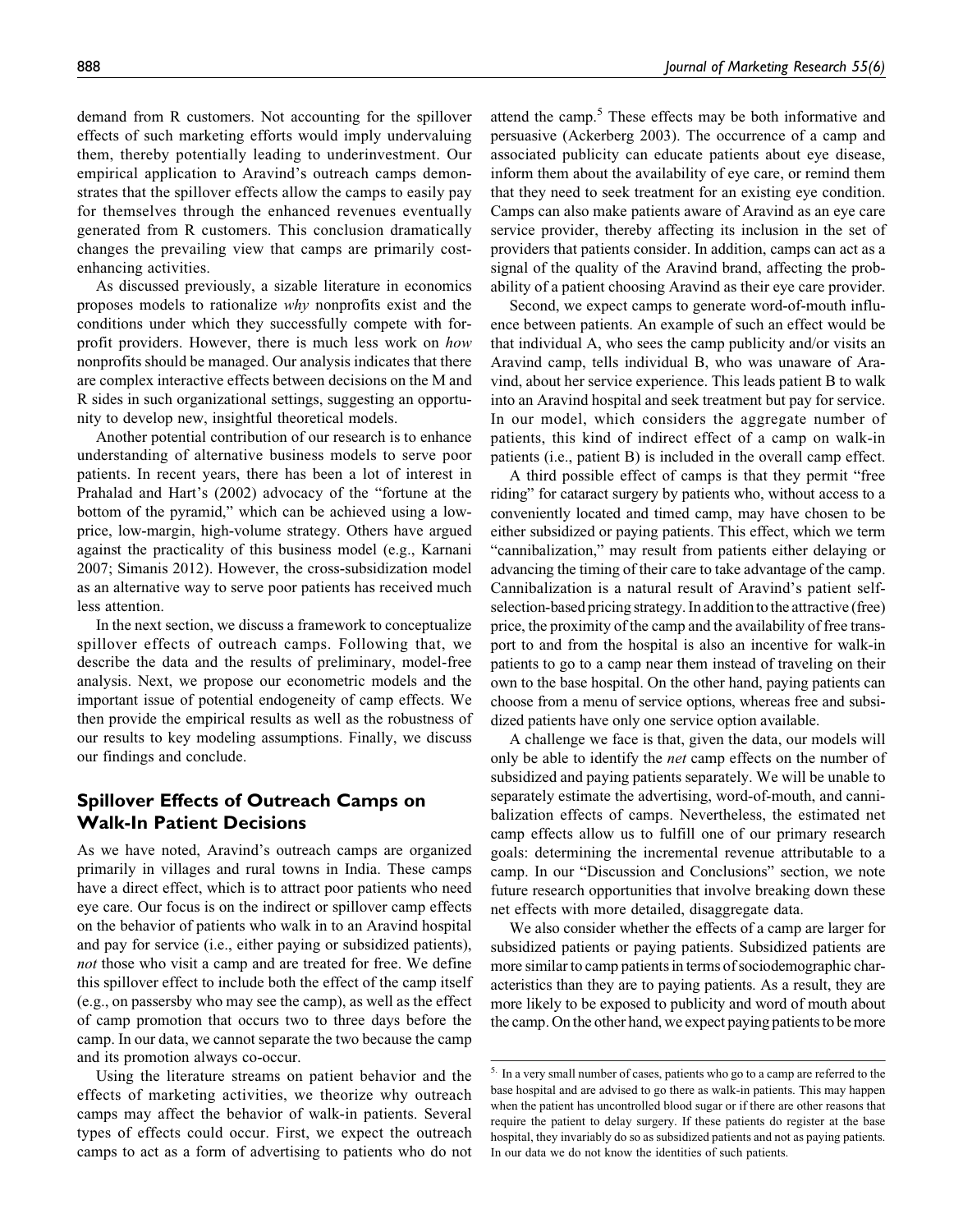demand from R customers. Not accounting for the spillover effects of such marketing efforts would imply undervaluing them, thereby potentially leading to underinvestment. Our empirical application to Aravind's outreach camps demonstrates that the spillover effects allow the camps to easily pay for themselves through the enhanced revenues eventually generated from R customers. This conclusion dramatically changes the prevailing view that camps are primarily cost-enhancing activities.

As discussed previously, a sizable literature in economics proposes models to rationalize *why* nonprofits exist and the conditions under which they successfully compete with for-profit providers. However, there is much less work on *how* nonprofits should be managed. Our analysis indicates that there are complex interactive effects between decisions on the M and R sides in such organizational settings, suggesting an opportunity to develop new, insightful theoretical models.

Another potential contribution of our research is to enhance understanding of alternative business models to serve poor patients. In recent years, there has been a lot of interest in Prahalad and Hart's (2002) advocacy of the "fortune at the bottom of the pyramid," which can be achieved using a low-price, low-margin, high-volume strategy. Others have argued against the practicality of this business model (e.g., Karnani 2007; Simanis 2012). However, the cross-subsidization model as an alternative way to serve poor patients has received much less attention.

In the next section, we discuss a framework to conceptualize spillover effects of outreach camps. Following that, we describe the data and the results of preliminary, model-free analysis. Next, we propose our econometric models and the important issue of potential endogeneity of camp effects. We then provide the empirical results as well as the robustness of our results to key modeling assumptions. Finally, we discuss our findings and conclude.

## Spillover Effects of Outreach Camps on Walk-In Patient Decisions

As we have noted, Aravind's outreach camps are organized primarily in villages and rural towns in India. These camps have a direct effect, which is to attract poor patients who need eye care. Our focus is on the indirect or spillover camp effects on the behavior of patients who walk in to an Aravind hospital and pay for service (i.e., either paying or subsidized patients), *not* those who visit a camp and are treated for free. We define this spillover effect to include both the effect of the camp itself (e.g., on passersby who may see the camp), as well as the effect of camp promotion that occurs two to three days before the camp. In our data, we cannot separate the two because the camp and its promotion always co-occur.

Using the literature streams on patient behavior and the effects of marketing activities, we theorize why outreach camps may affect the behavior of walk-in patients. Several types of effects could occur. First, we expect the outreach camps to act as a form of advertising to patients who do not attend the camp.[5] These effects may be both informative and persuasive (Ackerberg 2003). The occurrence of a camp and associated publicity can educate patients about eye disease, inform them about the availability of eye care, or remind them that they need to seek treatment for an existing eye condition. Camps can also make patients aware of Aravind as an eye care service provider, thereby affecting its inclusion in the set of providers that patients consider. In addition, camps can act as a signal of the quality of the Aravind brand, affecting the probability of a patient choosing Aravind as their eye care provider.

Second, we expect camps to generate word-of-mouth influence between patients. An example of such an effect would be that individual A, who sees the camp publicity and/or visits an Aravind camp, tells individual B, who was unaware of Aravind, about her service experience. This leads patient B to walk into an Aravind hospital and seek treatment but pay for service. In our model, which considers the aggregate number of patients, this kind of indirect effect of a camp on walk-in patients (i.e., patient B) is included in the overall camp effect.

A third possible effect of camps is that they permit "free riding" for cataract surgery by patients who, without access to a conveniently located and timed camp, may have chosen to be either subsidized or paying patients. This effect, which we term "cannibalization," may result from patients either delaying or advancing the timing of their care to take advantage of the camp. Cannibalization is a natural result of Aravind's patient self-selection-based pricing strategy. In addition to the attractive (free) price, the proximity of the camp and the availability of free transport to and from the hospital is also an incentive for walk-in patients to go to a camp near them instead of traveling on their own to the base hospital. On the other hand, paying patients can choose from a menu of service options, whereas free and subsidized patients have only one service option available.

A challenge we face is that, given the data, our models will only be able to identify the *net* camp effects on the number of subsidized and paying patients separately. We will be unable to separately estimate the advertising, word-of-mouth, and cannibalization effects of camps. Nevertheless, the estimated net camp effects allow us to fulfill one of our primary research goals: determining the incremental revenue attributable to a camp. In our "Discussion and Conclusions" section, we note future research opportunities that involve breaking down these net effects with more detailed, disaggregate data.

We also consider whether the effects of a camp are larger for subsidized patients or paying patients. Subsidized patients are more similar to camp patients in terms of sociodemographic characteristics than they are to paying patients. As a result, they are more likely to be exposed to publicity and word of mouth about the camp. On the other hand, we expect paying patients to be more

[5] In a very small number of cases, patients who go to a camp are referred to the base hospital and are advised to go there as walk-in patients. This may happen when the patient has uncontrolled blood sugar or if there are other reasons that require the patient to delay surgery. If these patients do register at the base hospital, they invariably do so as subsidized patients and not as paying patients. In our data we do not know the identities of such patients.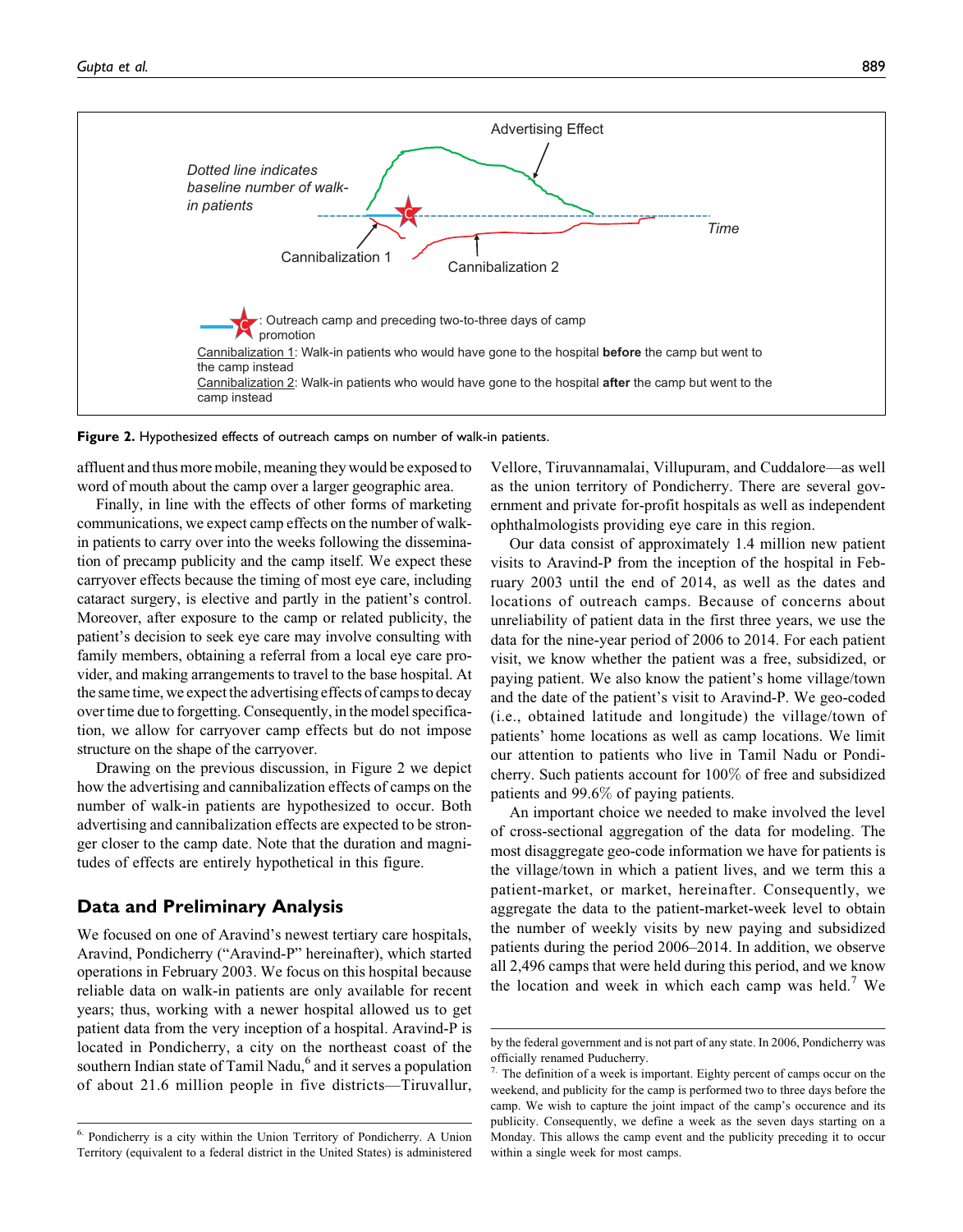Advertising Effect

*Dotted line indicates baseline number of walk-in patients*

Time

Cannibalization 1

Cannibalization 2

: Outreach camp and preceding two-to-three days of camp promotion

Cannibalization 1: Walk-in patients who would have gone to the hospital **before** the camp but went to the camp instead

Cannibalization 2: Walk-in patients who would have gone to the hospital **after** the camp but went to the camp instead

**Figure 2.** Hypothesized effects of outreach camps on number of walk-in patients.

affluent and thus more mobile, meaning they would be exposed to word of mouth about the camp over a larger geographic area.

Finally, in line with the effects of other forms of marketing communications, we expect camp effects on the number of walk-in patients to carry over into the weeks following the dissemination of precamp publicity and the camp itself. We expect these carryover effects because the timing of most eye care, including cataract surgery, is elective and partly in the patient's control. Moreover, after exposure to the camp or related publicity, the patient's decision to seek eye care may involve consulting with family members, obtaining a referral from a local eye care provider, and making arrangements to travel to the base hospital. At the same time, we expect the advertising effects of camps to decay over time due to forgetting. Consequently, in the model specification, we allow for carryover camp effects but do not impose structure on the shape of the carryover.

Drawing on the previous discussion, in Figure 2 we depict how the advertising and cannibalization effects of camps on the number of walk-in patients are hypothesized to occur. Both advertising and cannibalization effects are expected to be stronger closer to the camp date. Note that the duration and magnitudes of effects are entirely hypothetical in this figure.

## Data and Preliminary Analysis

We focused on one of Aravind's newest tertiary care hospitals, Aravind, Pondicherry ("Aravind-P" hereinafter), which started operations in February 2003. We focus on this hospital because reliable data on walk-in patients are only available for recent years; thus, working with a newer hospital allowed us to get patient data from the very inception of a hospital. Aravind-P is located in Pondicherry, a city on the northeast coast of the southern Indian state of Tamil Nadu,[6] and it serves a population of about 21.6 million people in five districts—Tiruvallur, Vellore, Tiruvannamalai, Villupuram, and Cuddalore—as well as the union territory of Pondicherry. There are several government and private for-profit hospitals as well as independent ophthalmologists providing eye care in this region.

Our data consist of approximately 1.4 million new patient visits to Aravind-P from the inception of the hospital in February 2003 until the end of 2014, as well as the dates and locations of outreach camps. Because of concerns about unreliability of patient data in the first three years, we use the data for the nine-year period of 2006 to 2014. For each patient visit, we know whether the patient was a free, subsidized, or paying patient. We also know the patient's home village/town and the date of the patient's visit to Aravind-P. We geo-coded (i.e., obtained latitude and longitude) the village/town of patients' home locations as well as camp locations. We limit our attention to patients who live in Tamil Nadu or Pondicherry. Such patients account for 100% of free and subsidized patients and 99.6% of paying patients.

An important choice we needed to make involved the level of cross-sectional aggregation of the data for modeling. The most disaggregate geo-code information we have for patients is the village/town in which a patient lives, and we term this a patient-market, or market, hereinafter. Consequently, we aggregate the data to the patient-market-week level to obtain the number of weekly visits by new paying and subsidized patients during the period 2006–2014. In addition, we observe all 2,496 camps that were held during this period, and we know the location and week in which each camp was held.[7] We

[6] Pondicherry is a city within the Union Territory of Pondicherry. A Union Territory (equivalent to a federal district in the United States) is administered by the federal government and is not part of any state. In 2006, Pondicherry was officially renamed Puducherry.

[7] The definition of a week is important. Eighty percent of camps occur on the weekend, and publicity for the camp is performed two to three days before the camp. We wish to capture the joint impact of the camp's occurence and its publicity. Consequently, we define a week as the seven days starting on a Monday. This allows the camp event and the publicity preceding it to occur within a single week for most camps.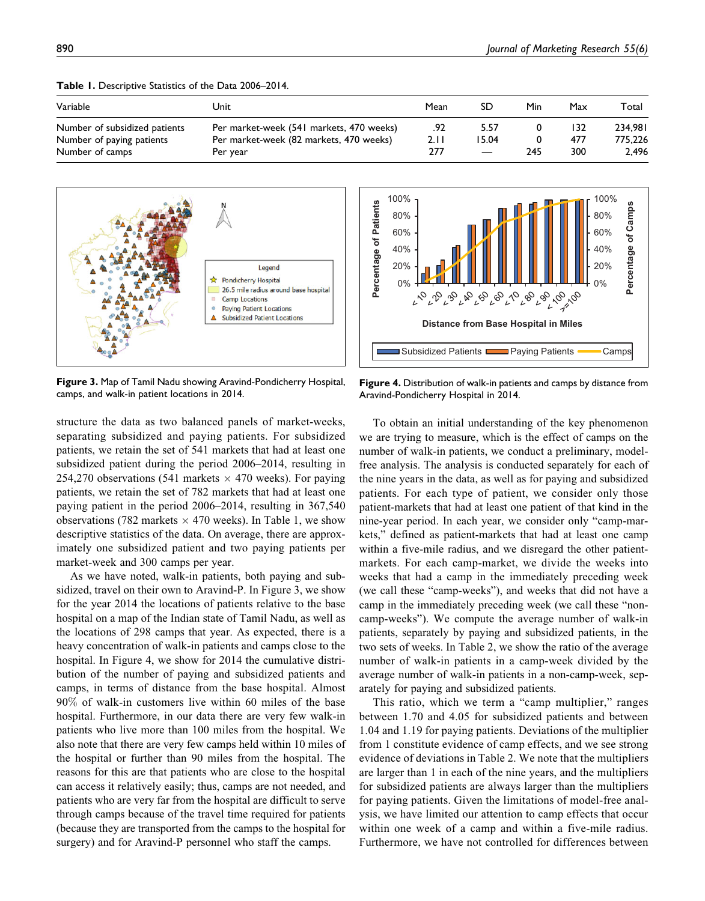**Table 1.** Descriptive Statistics of the Data 2006–2014.

| Variable | Unit | Mean | SD | Min | Max | Total |
|---|---|---|---|---|---|---|
| Number of subsidized patients | Per market-week (541 markets, 470 weeks) | .92 | 5.57 | 0 | 132 | 234,981 |
| Number of paying patients | Per market-week (82 markets, 470 weeks) | 2.11 | 15.04 | 0 | 477 | 775,226 |
| Number of camps | Per year | 277 | — | 245 | 300 | 2,496 |

**Figure 3.** Map of Tamil Nadu showing Aravind-Pondicherry Hospital, camps, and walk-in patient locations in 2014.

**Figure 4.** Distribution of walk-in patients and camps by distance from Aravind-Pondicherry Hospital in 2014.

structure the data as two balanced panels of market-weeks, separating subsidized and paying patients. For subsidized patients, we retain the set of 541 markets that had at least one subsidized patient during the period 2006–2014, resulting in 254,270 observations (541 markets × 470 weeks). For paying patients, we retain the set of 782 markets that had at least one paying patient in the period 2006–2014, resulting in 367,540 observations (782 markets × 470 weeks). In Table 1, we show descriptive statistics of the data. On average, there are approximately one subsidized patient and two paying patients per market-week and 300 camps per year.

As we have noted, walk-in patients, both paying and subsidized, travel on their own to Aravind-P. In Figure 3, we show for the year 2014 the locations of patients relative to the base hospital on a map of the Indian state of Tamil Nadu, as well as the locations of 298 camps that year. As expected, there is a heavy concentration of walk-in patients and camps close to the hospital. In Figure 4, we show for 2014 the cumulative distribution of the number of paying and subsidized patients and camps, in terms of distance from the base hospital. Almost 90% of walk-in customers live within 60 miles of the base hospital. Furthermore, in our data there are very few walk-in patients who live more than 100 miles from the hospital. We also note that there are very few camps held within 10 miles of the hospital or further than 90 miles from the hospital. The reasons for this are that patients who are close to the hospital can access it relatively easily; thus, camps are not needed, and patients who are very far from the hospital are difficult to serve through camps because of the travel time required for patients (because they are transported from the camps to the hospital for surgery) and for Aravind-P personnel who staff the camps.

To obtain an initial understanding of the key phenomenon we are trying to measure, which is the effect of camps on the number of walk-in patients, we conduct a preliminary, model-free analysis. The analysis is conducted separately for each of the nine years in the data, as well as for paying and subsidized patients. For each type of patient, we consider only those patient-markets that had at least one patient of that kind in the nine-year period. In each year, we consider only "camp-markets," defined as patient-markets that had at least one camp within a five-mile radius, and we disregard the other patient-markets. For each camp-market, we divide the weeks into weeks that had a camp in the immediately preceding week (we call these "camp-weeks"), and weeks that did not have a camp in the immediately preceding week (we call these "non-camp-weeks"). We compute the average number of walk-in patients, separately by paying and subsidized patients, in the two sets of weeks. In Table 2, we show the ratio of the average number of walk-in patients in a camp-week divided by the average number of walk-in patients in a non-camp-week, separately for paying and subsidized patients.

This ratio, which we term a "camp multiplier," ranges between 1.70 and 4.05 for subsidized patients and between 1.04 and 1.19 for paying patients. Deviations of the multiplier from 1 constitute evidence of camp effects, and we see strong evidence of deviations in Table 2. We note that the multipliers are larger than 1 in each of the nine years, and the multipliers for subsidized patients are always larger than the multipliers for paying patients. Given the limitations of model-free analysis, we have limited our attention to camp effects that occur within one week of a camp and within a five-mile radius. Furthermore, we have not controlled for differences between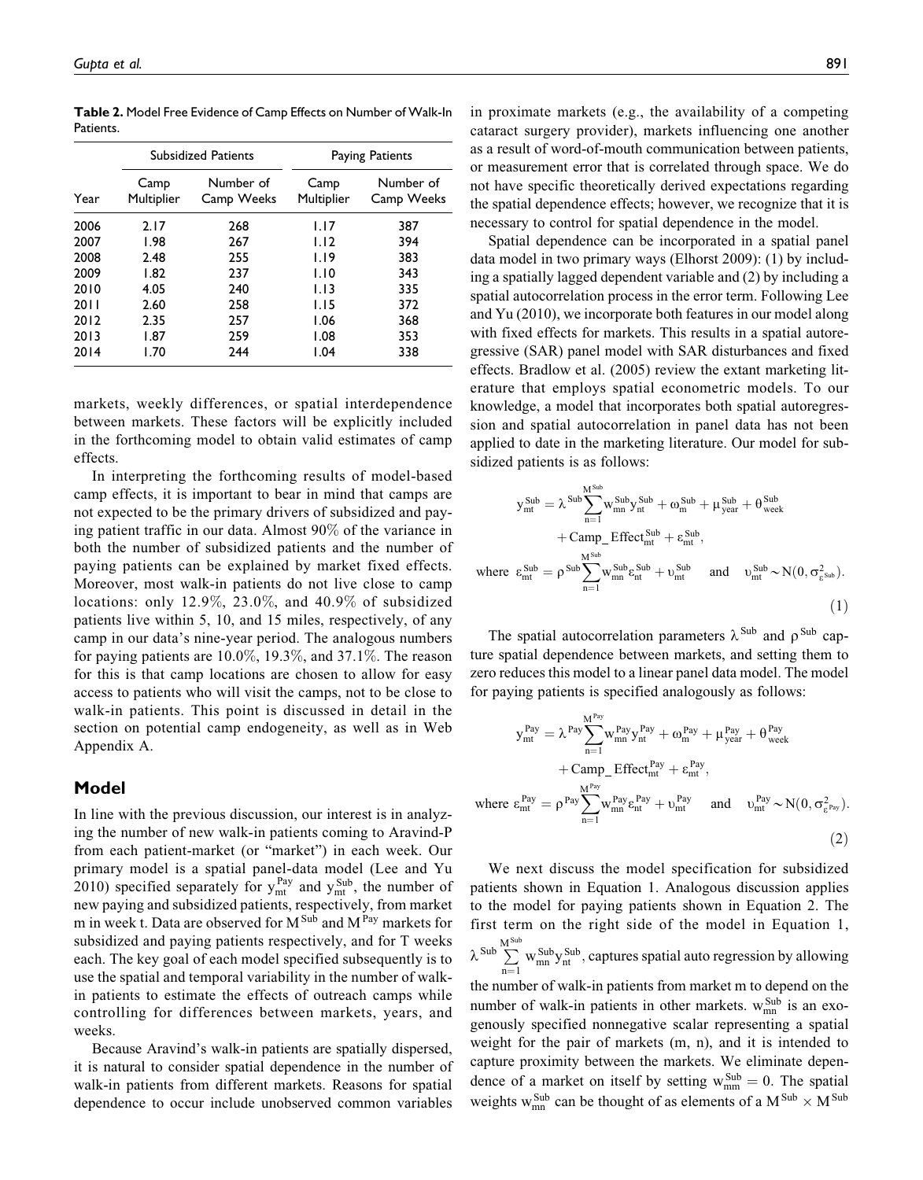**Table 2.** Model Free Evidence of Camp Effects on Number of Walk-In Patients.

| | Subsidized Patients | | Paying Patients | |
|---|---|---|---|---|
| Year | Camp Multiplier | Number of Camp Weeks | Camp Multiplier | Number of Camp Weeks |
| 2006 | 2.17 | 268 | 1.17 | 387 |
| 2007 | 1.98 | 267 | 1.12 | 394 |
| 2008 | 2.48 | 255 | 1.19 | 383 |
| 2009 | 1.82 | 237 | 1.10 | 343 |
| 2010 | 4.05 | 240 | 1.13 | 335 |
| 2011 | 2.60 | 258 | 1.15 | 372 |
| 2012 | 2.35 | 257 | 1.06 | 368 |
| 2013 | 1.87 | 259 | 1.08 | 353 |
| 2014 | 1.70 | 244 | 1.04 | 338 |

markets, weekly differences, or spatial interdependence between markets. These factors will be explicitly included in the forthcoming model to obtain valid estimates of camp effects.

In interpreting the forthcoming results of model-based camp effects, it is important to bear in mind that camps are not expected to be the primary drivers of subsidized and paying patient traffic in our data. Almost 90% of the variance in both the number of subsidized patients and the number of paying patients can be explained by market fixed effects. Moreover, most walk-in patients do not live close to camp locations: only 12.9%, 23.0%, and 40.9% of subsidized patients live within 5, 10, and 15 miles, respectively, of any camp in our data's nine-year period. The analogous numbers for paying patients are 10.0%, 19.3%, and 37.1%. The reason for this is that camp locations are chosen to allow for easy access to patients who will visit the camps, not to be close to walk-in patients. This point is discussed in detail in the section on potential camp endogeneity, as well as in Web Appendix A.

## Model

In line with the previous discussion, our interest is in analyzing the number of new walk-in patients coming to Aravind-P from each patient-market (or "market") in each week. Our primary model is a spatial panel-data model (Lee and Yu 2010) specified separately for $y_{mt}^{Pay}$ and $y_{mt}^{Sub}$, the number of new paying and subsidized patients, respectively, from market m in week t. Data are observed for $M^{Sub}$ and $M^{Pay}$ markets for subsidized and paying patients respectively, and for T weeks each. The key goal of each model specified subsequently is to use the spatial and temporal variability in the number of walk-in patients to estimate the effects of outreach camps while controlling for differences between markets, years, and weeks.

Because Aravind's walk-in patients are spatially dispersed, it is natural to consider spatial dependence in the number of walk-in patients from different markets. Reasons for spatial dependence to occur include unobserved common variables in proximate markets (e.g., the availability of a competing cataract surgery provider), markets influencing one another as a result of word-of-mouth communication between patients, or measurement error that is correlated through space. We do not have specific theoretically derived expectations regarding the spatial dependence effects; however, we recognize that it is necessary to control for spatial dependence in the model.

Spatial dependence can be incorporated in a spatial panel data model in two primary ways (Elhorst 2009): (1) by including a spatially lagged dependent variable and (2) by including a spatial autocorrelation process in the error term. Following Lee and Yu (2010), we incorporate both features in our model along with fixed effects for markets. This results in a spatial autoregressive (SAR) panel model with SAR disturbances and fixed effects. Bradlow et al. (2005) review the extant marketing literature that employs spatial econometric models. To our knowledge, a model that incorporates both spatial autoregression and spatial autocorrelation in panel data has not been applied to date in the marketing literature. Our model for subsidized patients is as follows:

$$
\begin{aligned}
y_{mt}^{Sub} &= \lambda^{Sub}\sum_{n=1}^{M^{Sub}} w_{mn}^{Sub} y_{nt}^{Sub} + \omega_{m}^{Sub} + \mu_{year}^{Sub} + \theta_{week}^{Sub} \\
&\quad + \text{Camp\_Effect}_{mt}^{Sub} + \varepsilon_{mt}^{Sub}, \\
\text{where } \varepsilon_{mt}^{Sub} &= \rho^{Sub}\sum_{n=1}^{M^{Sub}} w_{mn}^{Sub}\varepsilon_{nt}^{Sub} + \upsilon_{mt}^{Sub} \quad \text{and} \quad \upsilon_{mt}^{Sub} \sim N(0, \sigma_{\varepsilon^{Sub}}^{2}).
\end{aligned} \tag{1}
$$

The spatial autocorrelation parameters $\lambda^{Sub}$ and $\rho^{Sub}$ capture spatial dependence between markets, and setting them to zero reduces this model to a linear panel data model. The model for paying patients is specified analogously as follows:

$$
\begin{aligned}
y_{mt}^{Pay} &= \lambda^{Pay}\sum_{n=1}^{M^{Pay}} w_{mn}^{Pay} y_{nt}^{Pay} + \omega_{m}^{Pay} + \mu_{year}^{Pay} + \theta_{week}^{Pay} \\
&\quad + \text{Camp\_Effect}_{mt}^{Pay} + \varepsilon_{mt}^{Pay}, \\
\text{where } \varepsilon_{mt}^{Pay} &= \rho^{Pay}\sum_{n=1}^{M^{Pay}} w_{mn}^{Pay}\varepsilon_{nt}^{Pay} + \upsilon_{mt}^{Pay} \quad \text{and} \quad \upsilon_{mt}^{Pay} \sim N(0, \sigma_{\varepsilon^{Pay}}^{2}).
\end{aligned} \tag{2}
$$

We next discuss the model specification for subsidized patients shown in Equation 1. Analogous discussion applies to the model for paying patients shown in Equation 2. The first term on the right side of the model in Equation 1, $\lambda^{Sub}\sum_{n=1}^{M^{Sub}} w_{mn}^{Sub} y_{nt}^{Sub}$, captures spatial auto regression by allowing the number of walk-in patients from market m to depend on the number of walk-in patients in other markets. $w_{mn}^{Sub}$ is an exogenously specified nonnegative scalar representing a spatial weight for the pair of markets (m, n), and it is intended to capture proximity between the markets. We eliminate dependence of a market on itself by setting $w_{mm}^{Sub} = 0$. The spatial weights $w_{mn}^{Sub}$ can be thought of as elements of a $M^{Sub} \times M^{Sub}$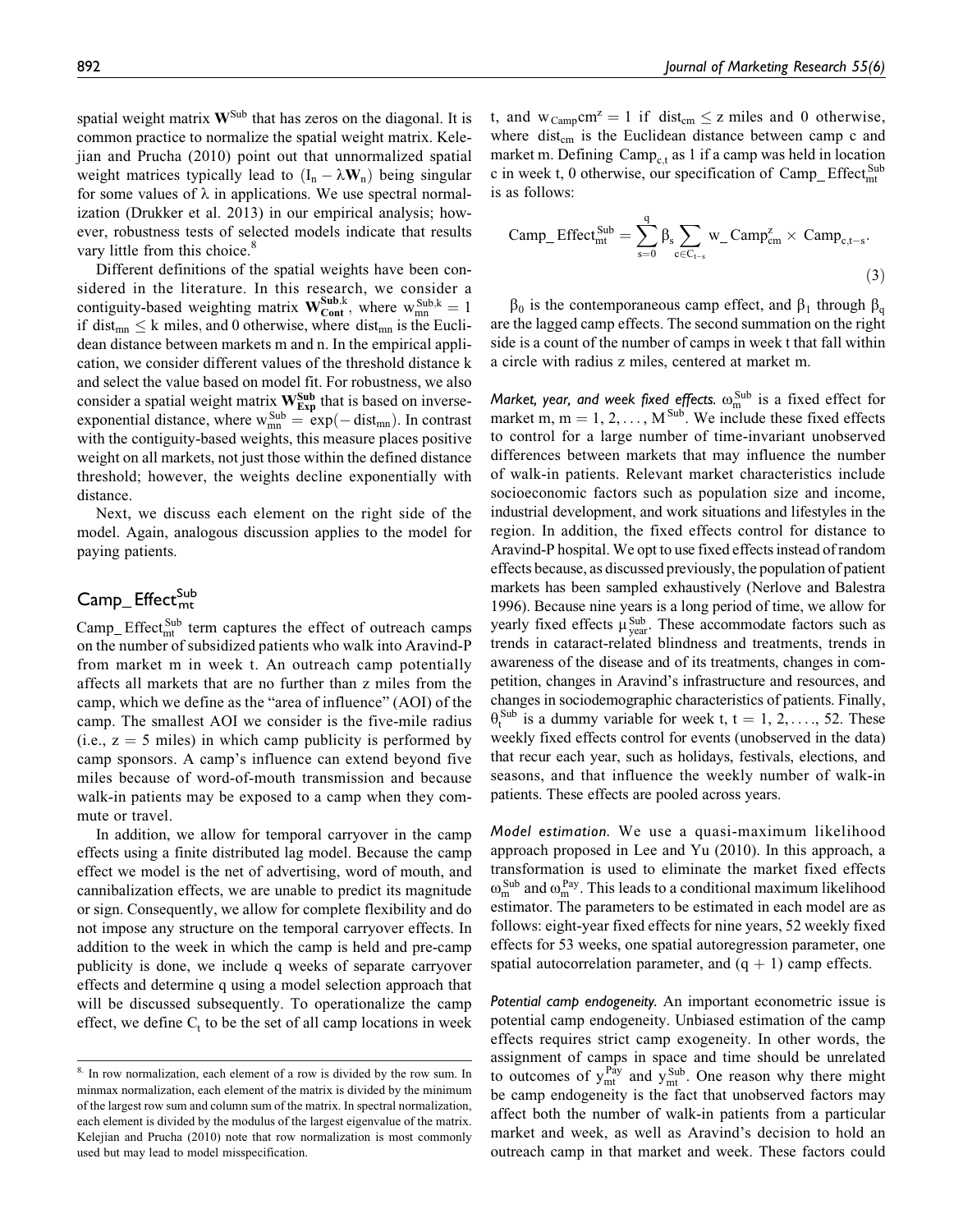spatial weight matrix $\mathbf{W}^{Sub}$ that has zeros on the diagonal. It is common practice to normalize the spatial weight matrix. Kelejian and Prucha (2010) point out that unnormalized spatial weight matrices typically lead to $(I_n - \lambda \mathbf{W}_n)$ being singular for some values of $\lambda$ in applications. We use spectral normalization (Drukker et al. 2013) in our empirical analysis; however, robustness tests of selected models indicate that results vary little from this choice.[8]

Different definitions of the spatial weights have been considered in the literature. In this research, we consider a contiguity-based weighting matrix $\mathbf{W}^{Sub,k}_{Cont}$, where $w^{Sub,k}_{mn} = 1$ if $dist_{mn} \leq k$ miles, and 0 otherwise, where $dist_{mn}$ is the Euclidean distance between markets m and n. In the empirical application, we consider different values of the threshold distance k and select the value based on model fit. For robustness, we also consider a spatial weight matrix $\mathbf{W}^{Sub}_{Exp}$ that is based on inverse-exponential distance, where $w^{Sub}_{mn} = \exp(-dist_{mn})$. In contrast with the contiguity-based weights, this measure places positive weight on all markets, not just those within the defined distance threshold; however, the weights decline exponentially with distance.

Next, we discuss each element on the right side of the model. Again, analogous discussion applies to the model for paying patients.

## $Camp\_Effect^{Sub}_{mt}$

$Camp\_Effect^{Sub}_{mt}$ term captures the effect of outreach camps on the number of subsidized patients who walk into Aravind-P from market m in week t. An outreach camp potentially affects all markets that are no further than z miles from the camp, which we define as the "area of influence" (AOI) of the camp. The smallest AOI we consider is the five-mile radius (i.e., z = 5 miles) in which camp publicity is performed by camp sponsors. A camp's influence can extend beyond five miles because of word-of-mouth transmission and because walk-in patients may be exposed to a camp when they commute or travel.

In addition, we allow for temporal carryover in the camp effects using a finite distributed lag model. Because the camp effect we model is the net of advertising, word of mouth, and cannibalization effects, we are unable to predict its magnitude or sign. Consequently, we allow for complete flexibility and do not impose any structure on the temporal carryover effects. In addition to the week in which the camp is held and pre-camp publicity is done, we include q weeks of separate carryover effects and determine q using a model selection approach that will be discussed subsequently. To operationalize the camp effect, we define $C_t$ to be the set of all camp locations in week t, and $w_{Camp}cm^z = 1$ if $dist_{cm} \leq z$ miles and 0 otherwise, where $dist_{cm}$ is the Euclidean distance between camp c and market m. Defining $Camp_{c,t}$ as 1 if a camp was held in location c in week t, 0 otherwise, our specification of $Camp\_Effect^{Sub}_{mt}$ is as follows:

$$Camp\_Effect^{Sub}_{mt} = \sum_{s=0}^{q} \beta_s \sum_{c \in C_{t-s}} w\_Camp^z_{cm} \times Camp_{c,t-s}. \tag{3}$$

$\beta_0$ is the contemporaneous camp effect, and $\beta_1$ through $\beta_q$ are the lagged camp effects. The second summation on the right side is a count of the number of camps in week t that fall within a circle with radius z miles, centered at market m.

*Market, year, and week fixed effects.* $\omega^{Sub}_m$ is a fixed effect for market m, m = 1, 2, ..., $M^{Sub}$. We include these fixed effects to control for a large number of time-invariant unobserved differences between markets that may influence the number of walk-in patients. Relevant market characteristics include socioeconomic factors such as population size and income, industrial development, and work situations and lifestyles in the region. In addition, the fixed effects control for distance to Aravind-P hospital. We opt to use fixed effects instead of random effects because, as discussed previously, the population of patient markets has been sampled exhaustively (Nerlove and Balestra 1996). Because nine years is a long period of time, we allow for yearly fixed effects $\mu^{Sub}_{year}$. These accommodate factors such as trends in cataract-related blindness and treatments, trends in awareness of the disease and of its treatments, changes in competition, changes in Aravind's infrastructure and resources, and changes in sociodemographic characteristics of patients. Finally, $\theta^{Sub}_t$ is a dummy variable for week t, t = 1, 2, ...., 52. These weekly fixed effects control for events (unobserved in the data) that recur each year, such as holidays, festivals, elections, and seasons, and that influence the weekly number of walk-in patients. These effects are pooled across years.

*Model estimation.* We use a quasi-maximum likelihood approach proposed in Lee and Yu (2010). In this approach, a transformation is used to eliminate the market fixed effects $\omega^{Sub}_m$ and $\omega^{Pay}_m$. This leads to a conditional maximum likelihood estimator. The parameters to be estimated in each model are as follows: eight-year fixed effects for nine years, 52 weekly fixed effects for 53 weeks, one spatial autoregression parameter, one spatial autocorrelation parameter, and (q + 1) camp effects.

*Potential camp endogeneity.* An important econometric issue is potential camp endogeneity. Unbiased estimation of the camp effects requires strict camp exogeneity. In other words, the assignment of camps in space and time should be unrelated to outcomes of $y^{Pay}_{mt}$ and $y^{Sub}_{mt}$. One reason why there might be camp endogeneity is the fact that unobserved factors may affect both the number of walk-in patients from a particular market and week, as well as Aravind's decision to hold an outreach camp in that market and week. These factors could

---

[8] In row normalization, each element of a row is divided by the row sum. In minmax normalization, each element of the matrix is divided by the minimum of the largest row sum and column sum of the matrix. In spectral normalization, each element is divided by the modulus of the largest eigenvalue of the matrix. Kelejian and Prucha (2010) note that row normalization is most commonly used but may lead to model misspecification.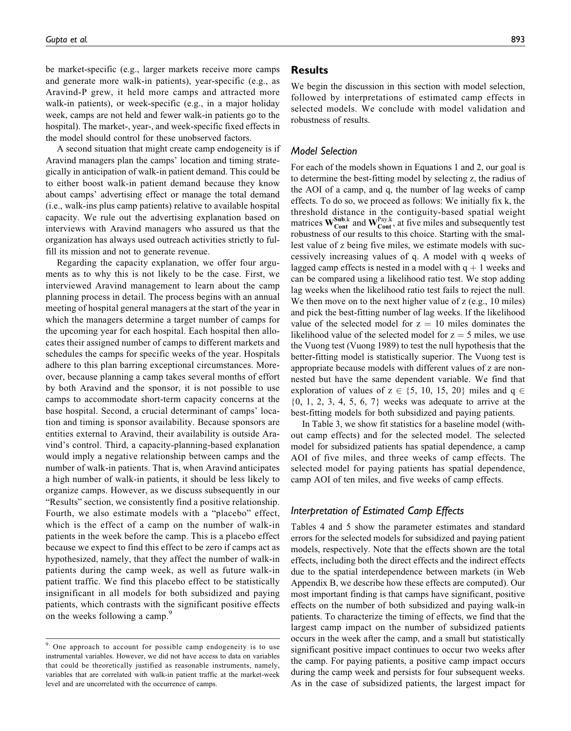be market-specific (e.g., larger markets receive more camps and generate more walk-in patients), year-specific (e.g., as Aravind-P grew, it held more camps and attracted more walk-in patients), or week-specific (e.g., in a major holiday week, camps are not held and fewer walk-in patients go to the hospital). The market-, year-, and week-specific fixed effects in the model should control for these unobserved factors.

A second situation that might create camp endogeneity is if Aravind managers plan the camps' location and timing strategically in anticipation of walk-in patient demand. This could be to either boost walk-in patient demand because they know about camps' advertising effect or manage the total demand (i.e., walk-ins plus camp patients) relative to available hospital capacity. We rule out the advertising explanation based on interviews with Aravind managers who assured us that the organization has always used outreach activities strictly to fulfill its mission and not to generate revenue.

Regarding the capacity explanation, we offer four arguments as to why this is not likely to be the case. First, we interviewed Aravind management to learn about the camp planning process in detail. The process begins with an annual meeting of hospital general managers at the start of the year in which the managers determine a target number of camps for the upcoming year for each hospital. Each hospital then allocates their assigned number of camps to different markets and schedules the camps for specific weeks of the year. Hospitals adhere to this plan barring exceptional circumstances. Moreover, because planning a camp takes several months of effort by both Aravind and the sponsor, it is not possible to use camps to accommodate short-term capacity concerns at the base hospital. Second, a crucial determinant of camps' location and timing is sponsor availability. Because sponsors are entities external to Aravind, their availability is outside Aravind's control. Third, a capacity-planning-based explanation would imply a negative relationship between camps and the number of walk-in patients. That is, when Aravind anticipates a high number of walk-in patients, it should be less likely to organize camps. However, as we discuss subsequently in our "Results" section, we consistently find a positive relationship. Fourth, we also estimate models with a "placebo" effect, which is the effect of a camp on the number of walk-in patients in the week before the camp. This is a placebo effect because we expect to find this effect to be zero if camps act as hypothesized, namely, that they affect the number of walk-in patients during the camp week, as well as future walk-in patient traffic. We find this placebo effect to be statistically insignificant in all models for both subsidized and paying patients, which contrasts with the significant positive effects on the weeks following a camp.[9]

[9] One approach to account for possible camp endogeneity is to use instrumental variables. However, we did not have access to data on variables that could be theoretically justified as reasonable instruments, namely, variables that are correlated with walk-in patient traffic at the market-week level and are uncorrelated with the occurrence of camps.

## Results

We begin the discussion in this section with model selection, followed by interpretations of estimated camp effects in selected models. We conclude with model validation and robustness of results.

### Model Selection

For each of the models shown in Equations 1 and 2, our goal is to determine the best-fitting model by selecting z, the radius of the AOI of a camp, and q, the number of lag weeks of camp effects. To do so, we proceed as follows: We initially fix k, the threshold distance in the contiguity-based spatial weight matrices $\mathbf{W}_{\mathbf{Cont}}^{\mathbf{Sub},k}$ and $\mathbf{W}_{\mathbf{Cont}}^{\mathrm{Pay},k}$, at five miles and subsequently test robustness of our results to this choice. Starting with the smallest value of z being five miles, we estimate models with successively increasing values of q. A model with q weeks of lagged camp effects is nested in a model with $q + 1$ weeks and can be compared using a likelihood ratio test. We stop adding lag weeks when the likelihood ratio test fails to reject the null. We then move on to the next higher value of z (e.g., 10 miles) and pick the best-fitting number of lag weeks. If the likelihood value of the selected model for $z = 10$ miles dominates the likelihood value of the selected model for $z = 5$ miles, we use the Vuong test (Vuong 1989) to test the null hypothesis that the better-fitting model is statistically superior. The Vuong test is appropriate because models with different values of z are nonnested but have the same dependent variable. We find that exploration of values of $z \in \{5, 10, 15, 20\}$ miles and $q \in \{0, 1, 2, 3, 4, 5, 6, 7\}$ weeks was adequate to arrive at the best-fitting models for both subsidized and paying patients.

In Table 3, we show fit statistics for a baseline model (without camp effects) and for the selected model. The selected model for subsidized patients has spatial dependence, a camp AOI of five miles, and three weeks of camp effects. The selected model for paying patients has spatial dependence, camp AOI of ten miles, and five weeks of camp effects.

### Interpretation of Estimated Camp Effects

Tables 4 and 5 show the parameter estimates and standard errors for the selected models for subsidized and paying patient models, respectively. Note that the effects shown are the total effects, including both the direct effects and the indirect effects due to the spatial interdependence between markets (in Web Appendix B, we describe how these effects are computed). Our most important finding is that camps have significant, positive effects on the number of both subsidized and paying walk-in patients. To characterize the timing of effects, we find that the largest camp impact on the number of subsidized patients occurs in the week after the camp, and a small but statistically significant positive impact continues to occur two weeks after the camp. For paying patients, a positive camp impact occurs during the camp week and persists for four subsequent weeks. As in the case of subsidized patients, the largest impact for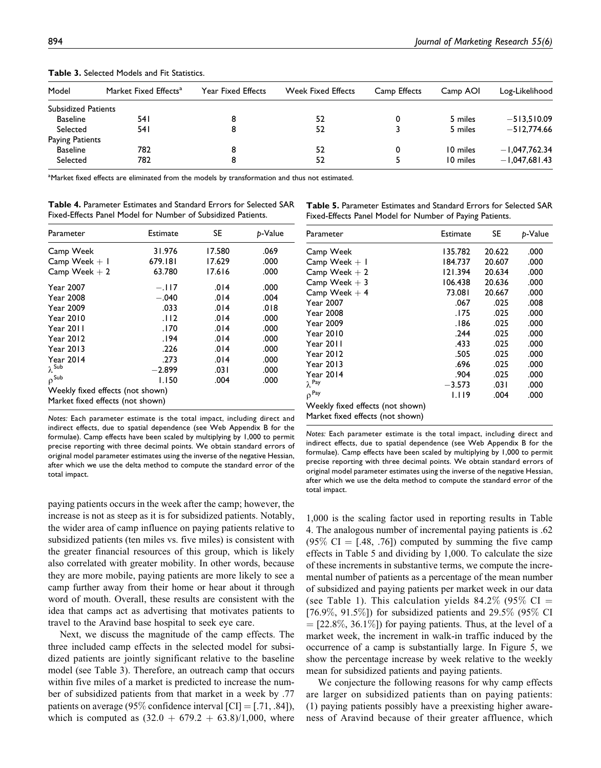**Table 3.** Selected Models and Fit Statistics.

| Model | Market Fixed Effects[a] | Year Fixed Effects | Week Fixed Effects | Camp Effects | Camp AOI | Log-Likelihood |
|---|---|---|---|---|---|---|
| Subsidized Patients | | | | | | |
| Baseline | 541 | 8 | 52 | 0 | 5 miles | −513,510.09 |
| Selected | 541 | 8 | 52 | 3 | 5 miles | −512,774.66 |
| Paying Patients | | | | | | |
| Baseline | 782 | 8 | 52 | 0 | 10 miles | −1,047,762.34 |
| Selected | 782 | 8 | 52 | 5 | 10 miles | −1,047,681.43 |

[a]Market fixed effects are eliminated from the models by transformation and thus not estimated.

**Table 4.** Parameter Estimates and Standard Errors for Selected SAR Fixed-Effects Panel Model for Number of Subsidized Patients.

| Parameter | Estimate | SE | *p*-Value |
|---|---|---|---|
| Camp Week | 31.976 | 17.580 | .069 |
| Camp Week + 1 | 679.181 | 17.629 | .000 |
| Camp Week + 2 | 63.780 | 17.616 | .000 |
| Year 2007 | −.117 | .014 | .000 |
| Year 2008 | −.040 | .014 | .004 |
| Year 2009 | .033 | .014 | .018 |
| Year 2010 | .112 | .014 | .000 |
| Year 2011 | .170 | .014 | .000 |
| Year 2012 | .194 | .014 | .000 |
| Year 2013 | .226 | .014 | .000 |
| Year 2014 | .273 | .014 | .000 |
| $\lambda^{Sub}$ | −2.899 | .031 | .000 |
| $\rho^{Sub}$ | 1.150 | .004 | .000 |
| Weekly fixed effects (not shown) | | | |
| Market fixed effects (not shown) | | | |

*Notes:* Each parameter estimate is the total impact, including direct and indirect effects, due to spatial dependence (see Web Appendix B for the formulae). Camp effects have been scaled by multiplying by 1,000 to permit precise reporting with three decimal points. We obtain standard errors of original model parameter estimates using the inverse of the negative Hessian, after which we use the delta method to compute the standard error of the total impact.

**Table 5.** Parameter Estimates and Standard Errors for Selected SAR Fixed-Effects Panel Model for Number of Paying Patients.

| Parameter | Estimate | SE | *p*-Value |
|---|---|---|---|
| Camp Week | 135.782 | 20.622 | .000 |
| Camp Week + 1 | 184.737 | 20.607 | .000 |
| Camp Week + 2 | 121.394 | 20.634 | .000 |
| Camp Week + 3 | 106.438 | 20.636 | .000 |
| Camp Week + 4 | 73.081 | 20.667 | .000 |
| Year 2007 | .067 | .025 | .008 |
| Year 2008 | .175 | .025 | .000 |
| Year 2009 | .186 | .025 | .000 |
| Year 2010 | .244 | .025 | .000 |
| Year 2011 | .433 | .025 | .000 |
| Year 2012 | .505 | .025 | .000 |
| Year 2013 | .696 | .025 | .000 |
| Year 2014 | .904 | .025 | .000 |
| $\lambda^{Pay}$ | −3.573 | .031 | .000 |
| $\rho^{Pay}$ | 1.119 | .004 | .000 |
| Weekly fixed effects (not shown) | | | |
| Market fixed effects (not shown) | | | |

*Notes:* Each parameter estimate is the total impact, including direct and indirect effects, due to spatial dependence (see Web Appendix B for the formulae). Camp effects have been scaled by multiplying by 1,000 to permit precise reporting with three decimal points. We obtain standard errors of original model parameter estimates using the inverse of the negative Hessian, after which we use the delta method to compute the standard error of the total impact.

paying patients occurs in the week after the camp; however, the increase is not as steep as it is for subsidized patients. Notably, the wider area of camp influence on paying patients relative to subsidized patients (ten miles vs. five miles) is consistent with the greater financial resources of this group, which is likely also correlated with greater mobility. In other words, because they are more mobile, paying patients are more likely to see a camp further away from their home or hear about it through word of mouth. Overall, these results are consistent with the idea that camps act as advertising that motivates patients to travel to the Aravind base hospital to seek eye care.

Next, we discuss the magnitude of the camp effects. The three included camp effects in the selected model for subsidized patients are jointly significant relative to the baseline model (see Table 3). Therefore, an outreach camp that occurs within five miles of a market is predicted to increase the number of subsidized patients from that market in a week by .77 patients on average (95% confidence interval [CI] = [.71, .84]), which is computed as (32.0 + 679.2 + 63.8)/1,000, where 1,000 is the scaling factor used in reporting results in Table 4. The analogous number of incremental paying patients is .62 (95% CI = [.48, .76]) computed by summing the five camp effects in Table 5 and dividing by 1,000. To calculate the size of these increments in substantive terms, we compute the incremental number of patients as a percentage of the mean number of subsidized and paying patients per market week in our data (see Table 1). This calculation yields 84.2% (95% CI = [76.9%, 91.5%]) for subsidized patients and 29.5% (95% CI = [22.8%, 36.1%]) for paying patients. Thus, at the level of a market week, the increment in walk-in traffic induced by the occurrence of a camp is substantially large. In Figure 5, we show the percentage increase by week relative to the weekly mean for subsidized patients and paying patients.

We conjecture the following reasons for why camp effects are larger on subsidized patients than on paying patients: (1) paying patients possibly have a preexisting higher awareness of Aravind because of their greater affluence, which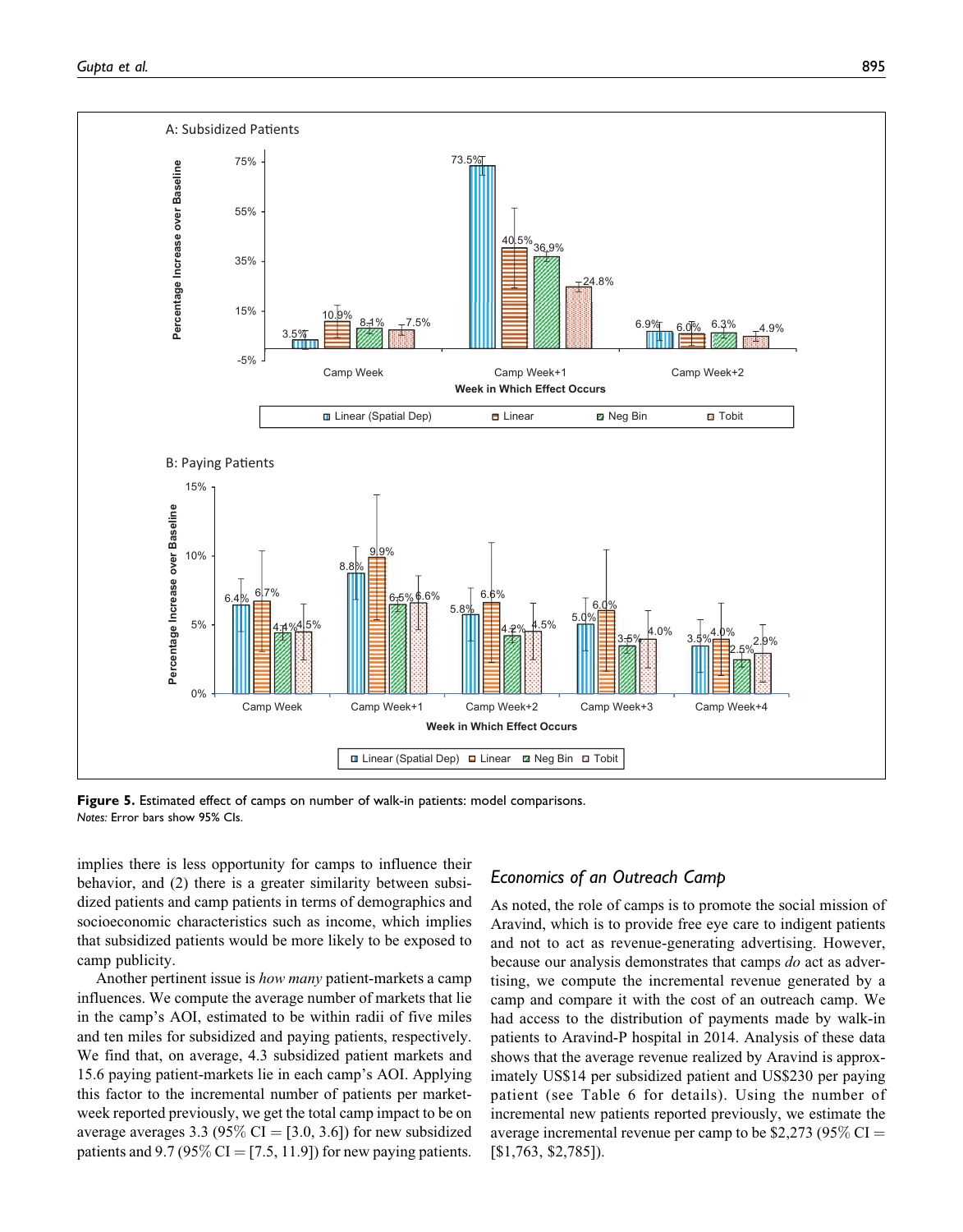Figure 5. Estimated effect of camps on number of walk-in patients: model comparisons.
*Notes:* Error bars show 95% CIs.

implies there is less opportunity for camps to influence their behavior, and (2) there is a greater similarity between subsidized patients and camp patients in terms of demographics and socioeconomic characteristics such as income, which implies that subsidized patients would be more likely to be exposed to camp publicity.

Another pertinent issue is *how many* patient-markets a camp influences. We compute the average number of markets that lie in the camp's AOI, estimated to be within radii of five miles and ten miles for subsidized and paying patients, respectively. We find that, on average, 4.3 subsidized patient markets and 15.6 paying patient-markets lie in each camp's AOI. Applying this factor to the incremental number of patients per market-week reported previously, we get the total camp impact to be on average averages 3.3 (95% CI = [3.0, 3.6]) for new subsidized patients and 9.7 (95% CI = [7.5, 11.9]) for new paying patients.

## Economics of an Outreach Camp

As noted, the role of camps is to promote the social mission of Aravind, which is to provide free eye care to indigent patients and not to act as revenue-generating advertising. However, because our analysis demonstrates that camps *do* act as advertising, we compute the incremental revenue generated by a camp and compare it with the cost of an outreach camp. We had access to the distribution of payments made by walk-in patients to Aravind-P hospital in 2014. Analysis of these data shows that the average revenue realized by Aravind is approximately US$14 per subsidized patient and US$230 per paying patient (see Table 6 for details). Using the number of incremental new patients reported previously, we estimate the average incremental revenue per camp to be $2,273 (95% CI = [$1,763, $2,785]).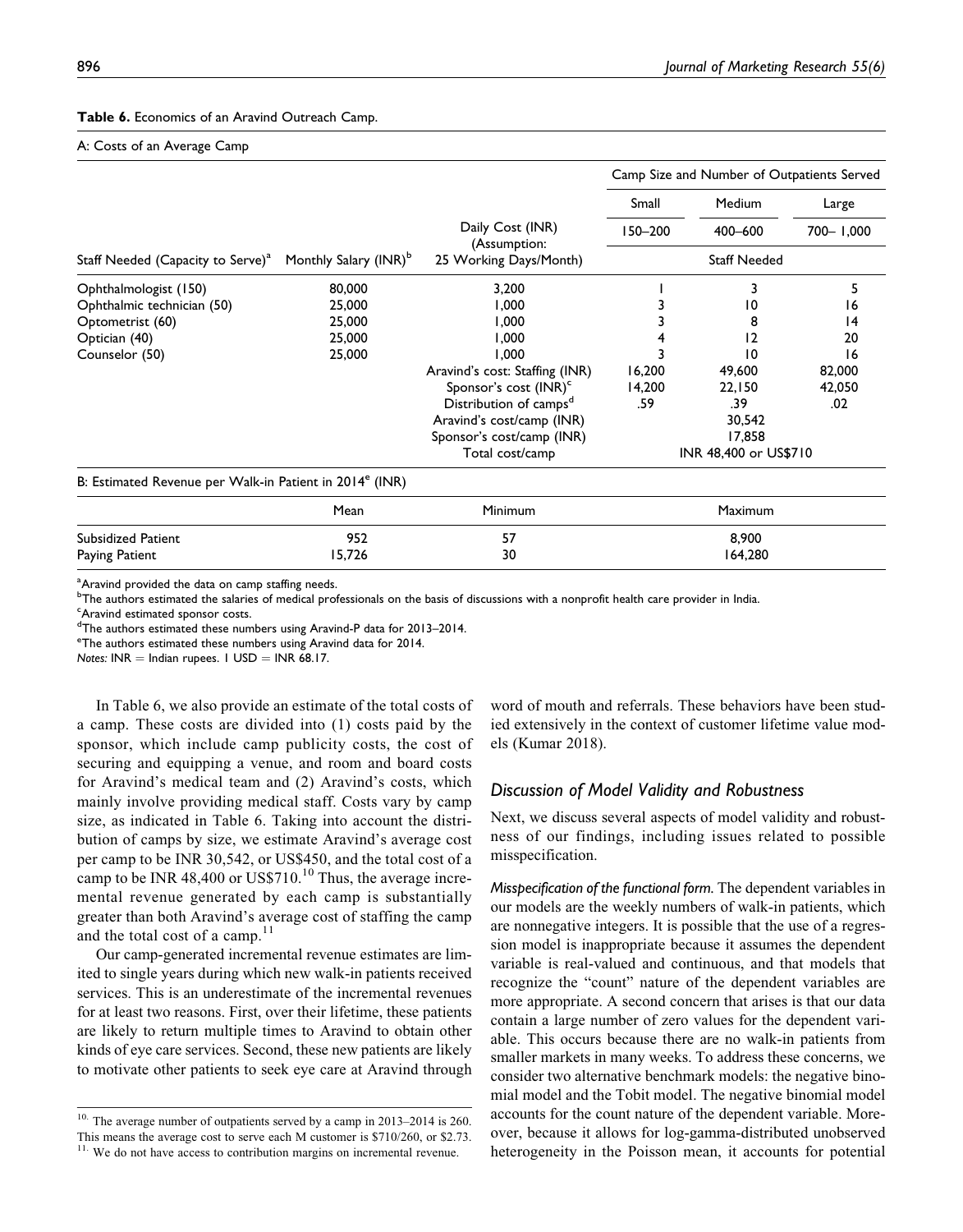**Table 6.** Economics of an Aravind Outreach Camp.

A: Costs of an Average Camp

| | | | Camp Size and Number of Outpatients Served | | |
|---|---|---|---|---|---|
| | | | Small | Medium | Large |
| | | Daily Cost (INR) (Assumption: 25 Working Days/Month) | 150–200 | 400–600 | 700– 1,000 |
| Staff Needed (Capacity to Serve)[a] | Monthly Salary (INR)[b] | | Staff Needed | | |
| Ophthalmologist (150) | 80,000 | 3,200 | 1 | 3 | 5 |
| Ophthalmic technician (50) | 25,000 | 1,000 | 3 | 10 | 16 |
| Optometrist (60) | 25,000 | 1,000 | 3 | 8 | 14 |
| Optician (40) | 25,000 | 1,000 | 4 | 12 | 20 |
| Counselor (50) | 25,000 | 1,000 | 3 | 10 | 16 |
| | | Aravind's cost: Staffing (INR) | 16,200 | 49,600 | 82,000 |
| | | Sponsor's cost (INR)[c] | 14,200 | 22,150 | 42,050 |
| | | Distribution of camps[d] | .59 | .39 | .02 |
| | | Aravind's cost/camp (INR) | | 30,542 | |
| | | Sponsor's cost/camp (INR) | | 17,858 | |
| | | Total cost/camp | | INR 48,400 or US$710 | |

B: Estimated Revenue per Walk-in Patient in 2014[e] (INR)

| | Mean | Minimum | Maximum |
|---|---|---|---|
| Subsidized Patient | 952 | 57 | 8,900 |
| Paying Patient | 15,726 | 30 | 164,280 |

[a]Aravind provided the data on camp staffing needs.
[b]The authors estimated the salaries of medical professionals on the basis of discussions with a nonprofit health care provider in India.
[c]Aravind estimated sponsor costs.
[d]The authors estimated these numbers using Aravind-P data for 2013–2014.
[e]The authors estimated these numbers using Aravind data for 2014.
*Notes:* INR = Indian rupees. 1 USD = INR 68.17.

In Table 6, we also provide an estimate of the total costs of a camp. These costs are divided into (1) costs paid by the sponsor, which include camp publicity costs, the cost of securing and equipping a venue, and room and board costs for Aravind's medical team and (2) Aravind's costs, which mainly involve providing medical staff. Costs vary by camp size, as indicated in Table 6. Taking into account the distribution of camps by size, we estimate Aravind's average cost per camp to be INR 30,542, or US$450, and the total cost of a camp to be INR 48,400 or US$710.[10] Thus, the average incremental revenue generated by each camp is substantially greater than both Aravind's average cost of staffing the camp and the total cost of a camp.[11]

Our camp-generated incremental revenue estimates are limited to single years during which new walk-in patients received services. This is an underestimate of the incremental revenues for at least two reasons. First, over their lifetime, these patients are likely to return multiple times to Aravind to obtain other kinds of eye care services. Second, these new patients are likely to motivate other patients to seek eye care at Aravind through word of mouth and referrals. These behaviors have been studied extensively in the context of customer lifetime value models (Kumar 2018).

[10] The average number of outpatients served by a camp in 2013–2014 is 260. This means the average cost to serve each M customer is $710/260, or $2.73.

[11] We do not have access to contribution margins on incremental revenue.

## Discussion of Model Validity and Robustness

Next, we discuss several aspects of model validity and robustness of our findings, including issues related to possible misspecification.

*Misspecification of the functional form.* The dependent variables in our models are the weekly numbers of walk-in patients, which are nonnegative integers. It is possible that the use of a regression model is inappropriate because it assumes the dependent variable is real-valued and continuous, and that models that recognize the "count" nature of the dependent variables are more appropriate. A second concern that arises is that our data contain a large number of zero values for the dependent variable. This occurs because there are no walk-in patients from smaller markets in many weeks. To address these concerns, we consider two alternative benchmark models: the negative binomial model and the Tobit model. The negative binomial model accounts for the count nature of the dependent variable. Moreover, because it allows for log-gamma-distributed unobserved heterogeneity in the Poisson mean, it accounts for potential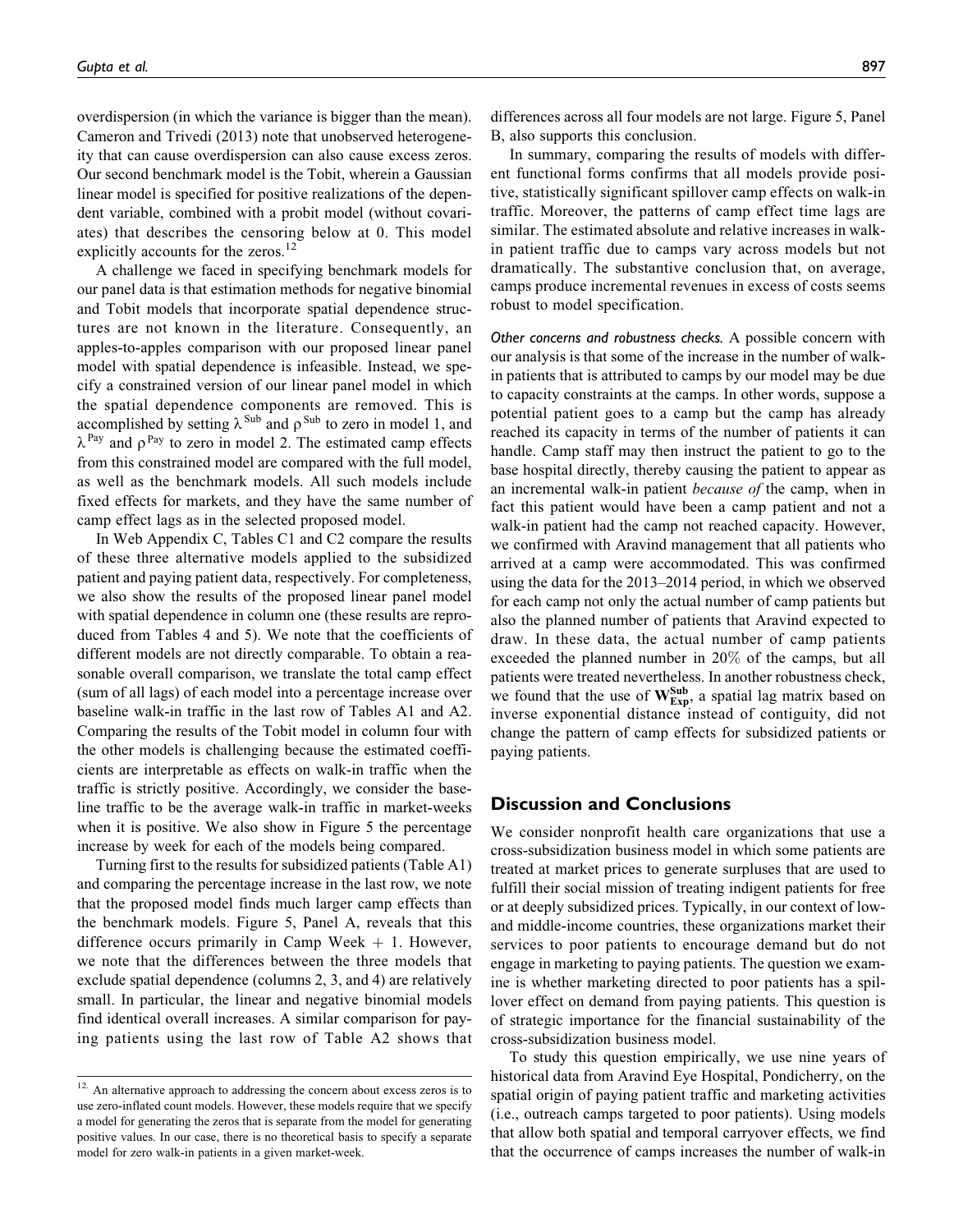overdispersion (in which the variance is bigger than the mean). Cameron and Trivedi (2013) note that unobserved heterogeneity that can cause overdispersion can also cause excess zeros. Our second benchmark model is the Tobit, wherein a Gaussian linear model is specified for positive realizations of the dependent variable, combined with a probit model (without covariates) that describes the censoring below at 0. This model explicitly accounts for the zeros.[12]

A challenge we faced in specifying benchmark models for our panel data is that estimation methods for negative binomial and Tobit models that incorporate spatial dependence structures are not known in the literature. Consequently, an apples-to-apples comparison with our proposed linear panel model with spatial dependence is infeasible. Instead, we specify a constrained version of our linear panel model in which the spatial dependence components are removed. This is accomplished by setting $\lambda^{Sub}$ and $\rho^{Sub}$ to zero in model 1, and $\lambda^{Pay}$ and $\rho^{Pay}$ to zero in model 2. The estimated camp effects from this constrained model are compared with the full model, as well as the benchmark models. All such models include fixed effects for markets, and they have the same number of camp effect lags as in the selected proposed model.

In Web Appendix C, Tables C1 and C2 compare the results of these three alternative models applied to the subsidized patient and paying patient data, respectively. For completeness, we also show the results of the proposed linear panel model with spatial dependence in column one (these results are reproduced from Tables 4 and 5). We note that the coefficients of different models are not directly comparable. To obtain a reasonable overall comparison, we translate the total camp effect (sum of all lags) of each model into a percentage increase over baseline walk-in traffic in the last row of Tables A1 and A2. Comparing the results of the Tobit model in column four with the other models is challenging because the estimated coefficients are interpretable as effects on walk-in traffic when the traffic is strictly positive. Accordingly, we consider the baseline traffic to be the average walk-in traffic in market-weeks when it is positive. We also show in Figure 5 the percentage increase by week for each of the models being compared.

Turning first to the results for subsidized patients (Table A1) and comparing the percentage increase in the last row, we note that the proposed model finds much larger camp effects than the benchmark models. Figure 5, Panel A, reveals that this difference occurs primarily in Camp Week + 1. However, we note that the differences between the three models that exclude spatial dependence (columns 2, 3, and 4) are relatively small. In particular, the linear and negative binomial models find identical overall increases. A similar comparison for paying patients using the last row of Table A2 shows that differences across all four models are not large. Figure 5, Panel B, also supports this conclusion.

In summary, comparing the results of models with different functional forms confirms that all models provide positive, statistically significant spillover camp effects on walk-in traffic. Moreover, the patterns of camp effect time lags are similar. The estimated absolute and relative increases in walk-in patient traffic due to camps vary across models but not dramatically. The substantive conclusion that, on average, camps produce incremental revenues in excess of costs seems robust to model specification.

*Other concerns and robustness checks.* A possible concern with our analysis is that some of the increase in the number of walk-in patients that is attributed to camps by our model may be due to capacity constraints at the camps. In other words, suppose a potential patient goes to a camp but the camp has already reached its capacity in terms of the number of patients it can handle. Camp staff may then instruct the patient to go to the base hospital directly, thereby causing the patient to appear as an incremental walk-in patient *because of* the camp, when in fact this patient would have been a camp patient and not a walk-in patient had the camp not reached capacity. However, we confirmed with Aravind management that all patients who arrived at a camp were accommodated. This was confirmed using the data for the 2013–2014 period, in which we observed for each camp not only the actual number of camp patients but also the planned number of patients that Aravind expected to draw. In these data, the actual number of camp patients exceeded the planned number in 20% of the camps, but all patients were treated nevertheless. In another robustness check, we found that the use of $\mathbf{W}^{\mathbf{Sub}}_{\mathbf{Exp}}$, a spatial lag matrix based on inverse exponential distance instead of contiguity, did not change the pattern of camp effects for subsidized patients or paying patients.

## Discussion and Conclusions

We consider nonprofit health care organizations that use a cross-subsidization business model in which some patients are treated at market prices to generate surpluses that are used to fulfill their social mission of treating indigent patients for free or at deeply subsidized prices. Typically, in our context of low- and middle-income countries, these organizations market their services to poor patients to encourage demand but do not engage in marketing to paying patients. The question we examine is whether marketing directed to poor patients has a spillover effect on demand from paying patients. This question is of strategic importance for the financial sustainability of the cross-subsidization business model.

To study this question empirically, we use nine years of historical data from Aravind Eye Hospital, Pondicherry, on the spatial origin of paying patient traffic and marketing activities (i.e., outreach camps targeted to poor patients). Using models that allow both spatial and temporal carryover effects, we find that the occurrence of camps increases the number of walk-in

[12] An alternative approach to addressing the concern about excess zeros is to use zero-inflated count models. However, these models require that we specify a model for generating the zeros that is separate from the model for generating positive values. In our case, there is no theoretical basis to specify a separate model for zero walk-in patients in a given market-week.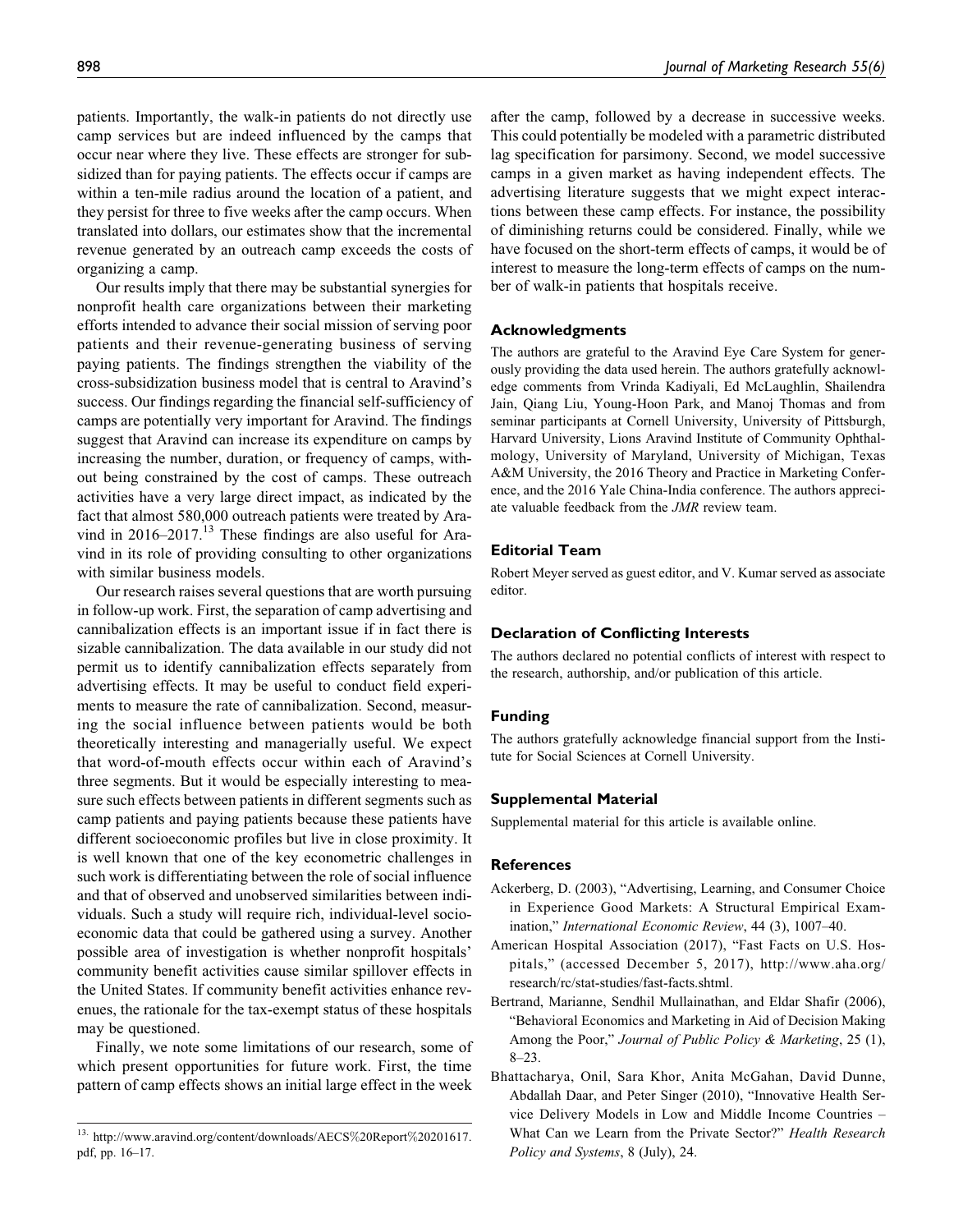patients. Importantly, the walk-in patients do not directly use camp services but are indeed influenced by the camps that occur near where they live. These effects are stronger for subsidized than for paying patients. The effects occur if camps are within a ten-mile radius around the location of a patient, and they persist for three to five weeks after the camp occurs. When translated into dollars, our estimates show that the incremental revenue generated by an outreach camp exceeds the costs of organizing a camp.

Our results imply that there may be substantial synergies for nonprofit health care organizations between their marketing efforts intended to advance their social mission of serving poor patients and their revenue-generating business of serving paying patients. The findings strengthen the viability of the cross-subsidization business model that is central to Aravind's success. Our findings regarding the financial self-sufficiency of camps are potentially very important for Aravind. The findings suggest that Aravind can increase its expenditure on camps by increasing the number, duration, or frequency of camps, without being constrained by the cost of camps. These outreach activities have a very large direct impact, as indicated by the fact that almost 580,000 outreach patients were treated by Aravind in 2016–2017.[13] These findings are also useful for Aravind in its role of providing consulting to other organizations with similar business models.

Our research raises several questions that are worth pursuing in follow-up work. First, the separation of camp advertising and cannibalization effects is an important issue if in fact there is sizable cannibalization. The data available in our study did not permit us to identify cannibalization effects separately from advertising effects. It may be useful to conduct field experiments to measure the rate of cannibalization. Second, measuring the social influence between patients would be both theoretically interesting and managerially useful. We expect that word-of-mouth effects occur within each of Aravind's three segments. But it would be especially interesting to measure such effects between patients in different segments such as camp patients and paying patients because these patients have different socioeconomic profiles but live in close proximity. It is well known that one of the key econometric challenges in such work is differentiating between the role of social influence and that of observed and unobserved similarities between individuals. Such a study will require rich, individual-level socioeconomic data that could be gathered using a survey. Another possible area of investigation is whether nonprofit hospitals' community benefit activities cause similar spillover effects in the United States. If community benefit activities enhance revenues, the rationale for the tax-exempt status of these hospitals may be questioned.

Finally, we note some limitations of our research, some of which present opportunities for future work. First, the time pattern of camp effects shows an initial large effect in the week after the camp, followed by a decrease in successive weeks. This could potentially be modeled with a parametric distributed lag specification for parsimony. Second, we model successive camps in a given market as having independent effects. The advertising literature suggests that we might expect interactions between these camp effects. For instance, the possibility of diminishing returns could be considered. Finally, while we have focused on the short-term effects of camps, it would be of interest to measure the long-term effects of camps on the number of walk-in patients that hospitals receive.

[13] http://www.aravind.org/content/downloads/AECS%20Report%20201617.pdf, pp. 16–17.

## Acknowledgments

The authors are grateful to the Aravind Eye Care System for generously providing the data used herein. The authors gratefully acknowledge comments from Vrinda Kadiyali, Ed McLaughlin, Shailendra Jain, Qiang Liu, Young-Hoon Park, and Manoj Thomas and from seminar participants at Cornell University, University of Pittsburgh, Harvard University, Lions Aravind Institute of Community Ophthalmology, University of Maryland, University of Michigan, Texas A&M University, the 2016 Theory and Practice in Marketing Conference, and the 2016 Yale China-India conference. The authors appreciate valuable feedback from the *JMR* review team.

## Editorial Team

Robert Meyer served as guest editor, and V. Kumar served as associate editor.

## Declaration of Conflicting Interests

The authors declared no potential conflicts of interest with respect to the research, authorship, and/or publication of this article.

## Funding

The authors gratefully acknowledge financial support from the Institute for Social Sciences at Cornell University.

## Supplemental Material

Supplemental material for this article is available online.

## References

Ackerberg, D. (2003), "Advertising, Learning, and Consumer Choice in Experience Good Markets: A Structural Empirical Examination," *International Economic Review*, 44 (3), 1007–40.

American Hospital Association (2017), "Fast Facts on U.S. Hospitals," (accessed December 5, 2017), http://www.aha.org/research/rc/stat-studies/fast-facts.shtml.

Bertrand, Marianne, Sendhil Mullainathan, and Eldar Shafir (2006), "Behavioral Economics and Marketing in Aid of Decision Making Among the Poor," *Journal of Public Policy & Marketing*, 25 (1), 8–23.

Bhattacharya, Onil, Sara Khor, Anita McGahan, David Dunne, Abdallah Daar, and Peter Singer (2010), "Innovative Health Service Delivery Models in Low and Middle Income Countries – What Can we Learn from the Private Sector?" *Health Research Policy and Systems*, 8 (July), 24.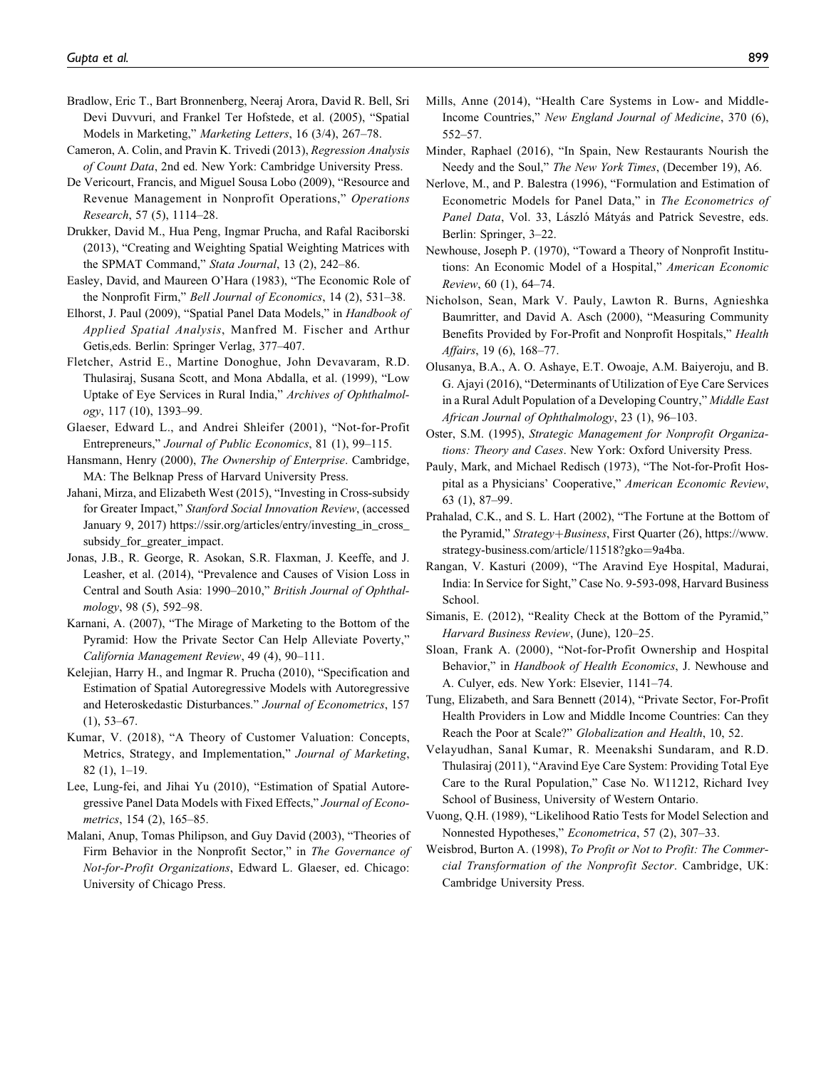Bradlow, Eric T., Bart Bronnenberg, Neeraj Arora, David R. Bell, Sri Devi Duvvuri, and Frankel Ter Hofstede, et al. (2005), "Spatial Models in Marketing," *Marketing Letters*, 16 (3/4), 267–78.

Cameron, A. Colin, and Pravin K. Trivedi (2013), *Regression Analysis of Count Data*, 2nd ed. New York: Cambridge University Press.

De Vericourt, Francis, and Miguel Sousa Lobo (2009), "Resource and Revenue Management in Nonprofit Operations," *Operations Research*, 57 (5), 1114–28.

Drukker, David M., Hua Peng, Ingmar Prucha, and Rafal Raciborski (2013), "Creating and Weighting Spatial Weighting Matrices with the SPMAT Command," *Stata Journal*, 13 (2), 242–86.

Easley, David, and Maureen O'Hara (1983), "The Economic Role of the Nonprofit Firm," *Bell Journal of Economics*, 14 (2), 531–38.

Elhorst, J. Paul (2009), "Spatial Panel Data Models," in *Handbook of Applied Spatial Analysis*, Manfred M. Fischer and Arthur Getis,eds. Berlin: Springer Verlag, 377–407.

Fletcher, Astrid E., Martine Donoghue, John Devavaram, R.D. Thulasiraj, Susana Scott, and Mona Abdalla, et al. (1999), "Low Uptake of Eye Services in Rural India," *Archives of Ophthalmology*, 117 (10), 1393–99.

Glaeser, Edward L., and Andrei Shleifer (2001), "Not-for-Profit Entrepreneurs," *Journal of Public Economics*, 81 (1), 99–115.

Hansmann, Henry (2000), *The Ownership of Enterprise*. Cambridge, MA: The Belknap Press of Harvard University Press.

Jahani, Mirza, and Elizabeth West (2015), "Investing in Cross-subsidy for Greater Impact," *Stanford Social Innovation Review*, (accessed January 9, 2017) https://ssir.org/articles/entry/investing_in_cross_subsidy_for_greater_impact.

Jonas, J.B., R. George, R. Asokan, S.R. Flaxman, J. Keeffe, and J. Leasher, et al. (2014), "Prevalence and Causes of Vision Loss in Central and South Asia: 1990–2010," *British Journal of Ophthalmology*, 98 (5), 592–98.

Karnani, A. (2007), "The Mirage of Marketing to the Bottom of the Pyramid: How the Private Sector Can Help Alleviate Poverty," *California Management Review*, 49 (4), 90–111.

Kelejian, Harry H., and Ingmar R. Prucha (2010), "Specification and Estimation of Spatial Autoregressive Models with Autoregressive and Heteroskedastic Disturbances." *Journal of Econometrics*, 157 (1), 53–67.

Kumar, V. (2018), "A Theory of Customer Valuation: Concepts, Metrics, Strategy, and Implementation," *Journal of Marketing*, 82 (1), 1–19.

Lee, Lung-fei, and Jihai Yu (2010), "Estimation of Spatial Autoregressive Panel Data Models with Fixed Effects," *Journal of Econometrics*, 154 (2), 165–85.

Malani, Anup, Tomas Philipson, and Guy David (2003), "Theories of Firm Behavior in the Nonprofit Sector," in *The Governance of Not-for-Profit Organizations*, Edward L. Glaeser, ed. Chicago: University of Chicago Press.

Mills, Anne (2014), "Health Care Systems in Low- and Middle-Income Countries," *New England Journal of Medicine*, 370 (6), 552–57.

Minder, Raphael (2016), "In Spain, New Restaurants Nourish the Needy and the Soul," *The New York Times*, (December 19), A6.

Nerlove, M., and P. Balestra (1996), "Formulation and Estimation of Econometric Models for Panel Data," in *The Econometrics of Panel Data*, Vol. 33, László Mátyás and Patrick Sevestre, eds. Berlin: Springer, 3–22.

Newhouse, Joseph P. (1970), "Toward a Theory of Nonprofit Institutions: An Economic Model of a Hospital," *American Economic Review*, 60 (1), 64–74.

Nicholson, Sean, Mark V. Pauly, Lawton R. Burns, Agnieshka Baumritter, and David A. Asch (2000), "Measuring Community Benefits Provided by For-Profit and Nonprofit Hospitals," *Health Affairs*, 19 (6), 168–77.

Olusanya, B.A., A. O. Ashaye, E.T. Owoaje, A.M. Baiyeroju, and B. G. Ajayi (2016), "Determinants of Utilization of Eye Care Services in a Rural Adult Population of a Developing Country," *Middle East African Journal of Ophthalmology*, 23 (1), 96–103.

Oster, S.M. (1995), *Strategic Management for Nonprofit Organizations: Theory and Cases*. New York: Oxford University Press.

Pauly, Mark, and Michael Redisch (1973), "The Not-for-Profit Hospital as a Physicians' Cooperative," *American Economic Review*, 63 (1), 87–99.

Prahalad, C.K., and S. L. Hart (2002), "The Fortune at the Bottom of the Pyramid," *Strategy+Business*, First Quarter (26), https://www.strategy-business.com/article/11518?gko=9a4ba.

Rangan, V. Kasturi (2009), "The Aravind Eye Hospital, Madurai, India: In Service for Sight," Case No. 9-593-098, Harvard Business School.

Simanis, E. (2012), "Reality Check at the Bottom of the Pyramid," *Harvard Business Review*, (June), 120–25.

Sloan, Frank A. (2000), "Not-for-Profit Ownership and Hospital Behavior," in *Handbook of Health Economics*, J. Newhouse and A. Culyer, eds. New York: Elsevier, 1141–74.

Tung, Elizabeth, and Sara Bennett (2014), "Private Sector, For-Profit Health Providers in Low and Middle Income Countries: Can they Reach the Poor at Scale?" *Globalization and Health*, 10, 52.

Velayudhan, Sanal Kumar, R. Meenakshi Sundaram, and R.D. Thulasiraj (2011), "Aravind Eye Care System: Providing Total Eye Care to the Rural Population," Case No. W11212, Richard Ivey School of Business, University of Western Ontario.

Vuong, Q.H. (1989), "Likelihood Ratio Tests for Model Selection and Nonnested Hypotheses," *Econometrica*, 57 (2), 307–33.

Weisbrod, Burton A. (1998), *To Profit or Not to Profit: The Commercial Transformation of the Nonprofit Sector*. Cambridge, UK: Cambridge University Press.